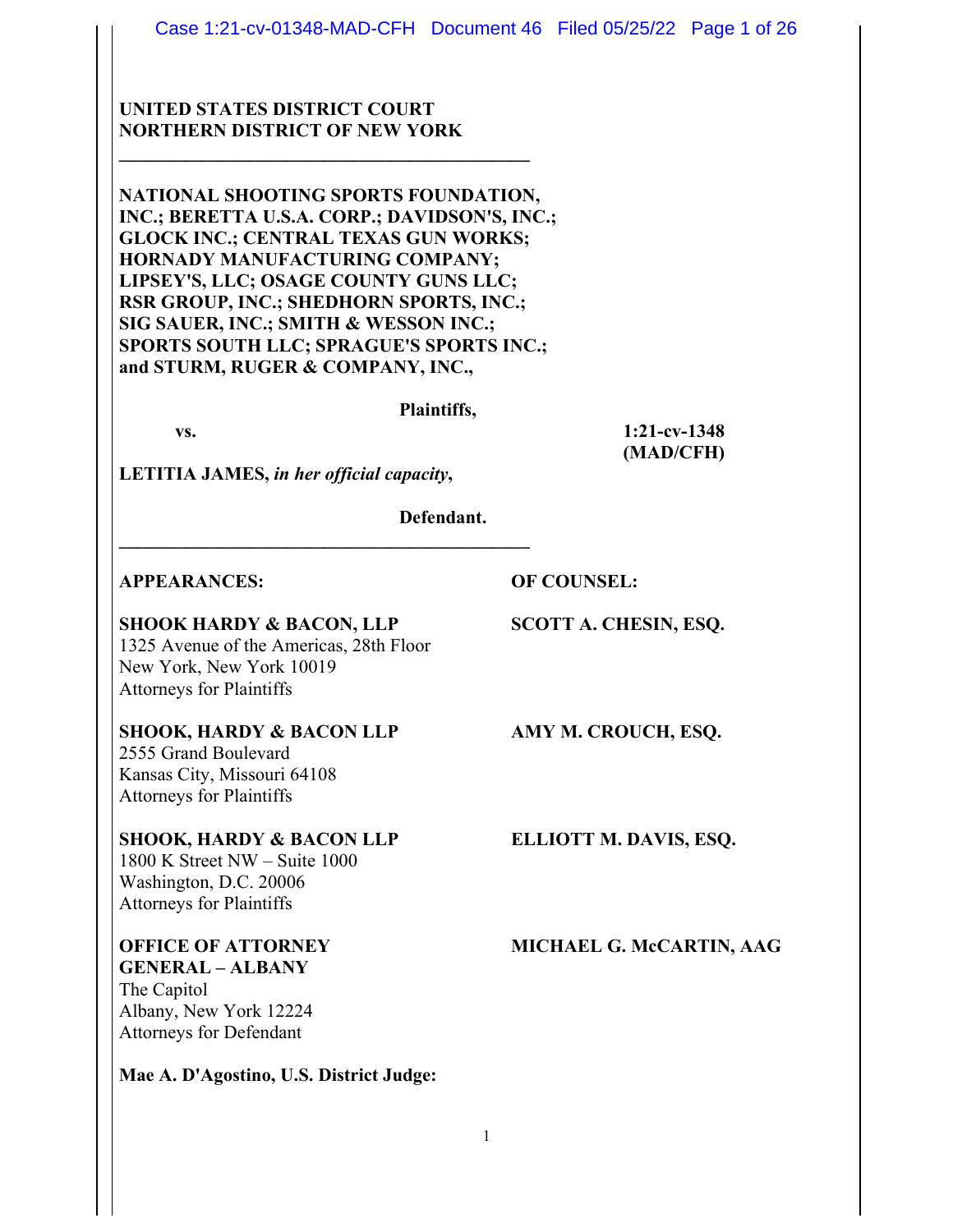**UNITED STATES DISTRICT COURT**
**NORTHERN DISTRICT OF NEW YORK**

---

**NATIONAL SHOOTING SPORTS FOUNDATION, INC.; BERETTA U.S.A. CORP.; DAVIDSON'S, INC.; GLOCK INC.; CENTRAL TEXAS GUN WORKS; HORNADY MANUFACTURING COMPANY; LIPSEY'S, LLC; OSAGE COUNTY GUNS LLC; RSR GROUP, INC.; SHEDHORN SPORTS, INC.; SIG SAUER, INC.; SMITH & WESSON INC.; SPORTS SOUTH LLC; SPRAGUE'S SPORTS INC.; and STURM, RUGER & COMPANY, INC.,**

**Plaintiffs,**

**vs.** **1:21-cv-1348 (MAD/CFH)**

**LETITIA JAMES,** ***in her official capacity*****,**

**Defendant.**

---

| **APPEARANCES:** | **OF COUNSEL:** |
|---|---|
| **SHOOK HARDY & BACON, LLP**<br>1325 Avenue of the Americas, 28th Floor<br>New York, New York 10019<br>Attorneys for Plaintiffs | **SCOTT A. CHESIN, ESQ.** |
| **SHOOK, HARDY & BACON LLP**<br>2555 Grand Boulevard<br>Kansas City, Missouri 64108<br>Attorneys for Plaintiffs | **AMY M. CROUCH, ESQ.** |
| **SHOOK, HARDY & BACON LLP**<br>1800 K Street NW – Suite 1000<br>Washington, D.C. 20006<br>Attorneys for Plaintiffs | **ELLIOTT M. DAVIS, ESQ.** |
| **OFFICE OF ATTORNEY GENERAL – ALBANY**<br>The Capitol<br>Albany, New York 12224<br>Attorneys for Defendant | **MICHAEL G. McCARTIN, AAG** |

**Mae A. D'Agostino, U.S. District Judge:**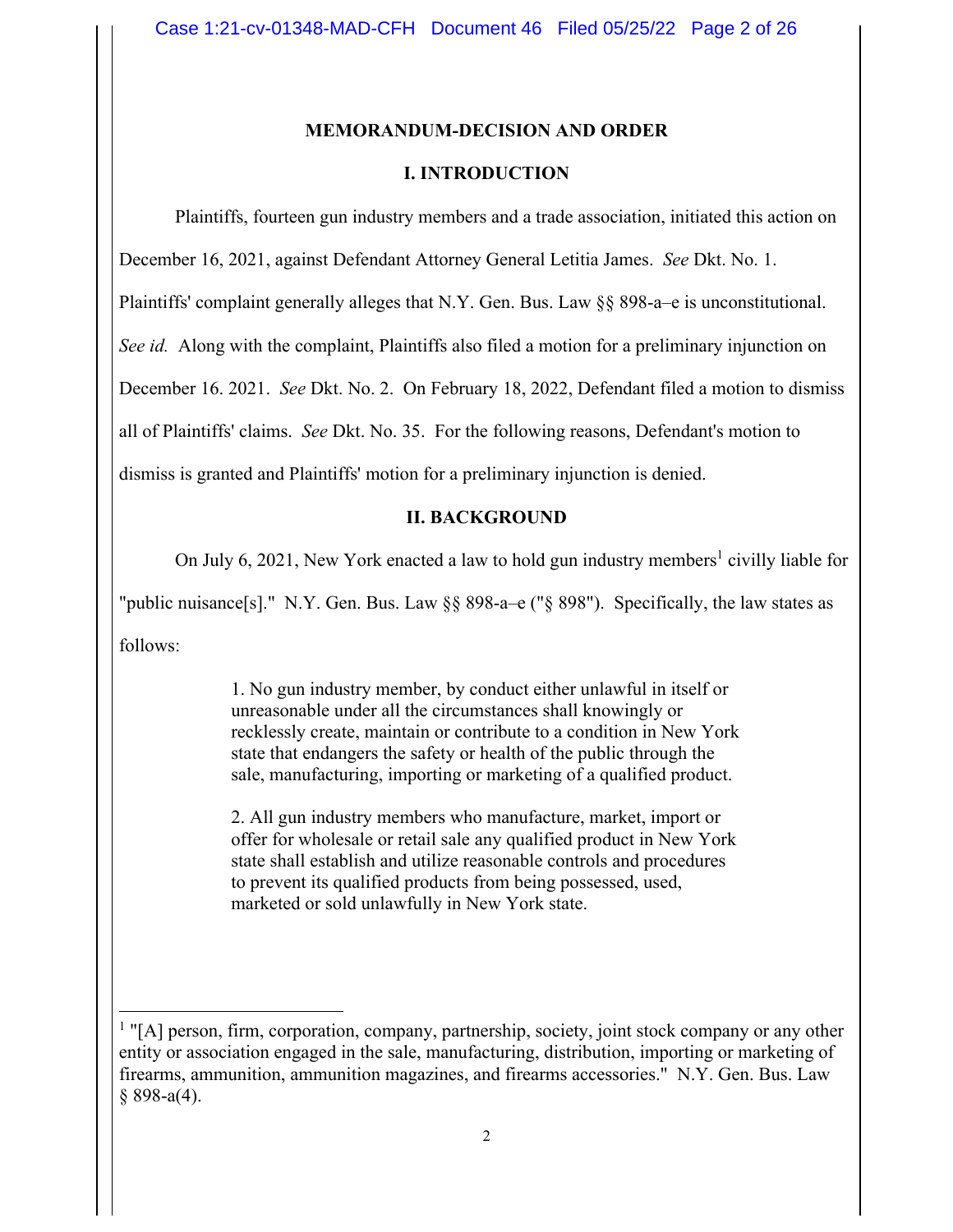**MEMORANDUM-DECISION AND ORDER**

## I. INTRODUCTION

Plaintiffs, fourteen gun industry members and a trade association, initiated this action on December 16, 2021, against Defendant Attorney General Letitia James. *See* Dkt. No. 1. Plaintiffs' complaint generally alleges that N.Y. Gen. Bus. Law §§ 898-a–e is unconstitutional. *See id.* Along with the complaint, Plaintiffs also filed a motion for a preliminary injunction on December 16. 2021. *See* Dkt. No. 2. On February 18, 2022, Defendant filed a motion to dismiss all of Plaintiffs' claims. *See* Dkt. No. 35. For the following reasons, Defendant's motion to dismiss is granted and Plaintiffs' motion for a preliminary injunction is denied.

## II. BACKGROUND

On July 6, 2021, New York enacted a law to hold gun industry members[1] civilly liable for "public nuisance[s]." N.Y. Gen. Bus. Law §§ 898-a–e ("§ 898"). Specifically, the law states as follows:

> 1. No gun industry member, by conduct either unlawful in itself or unreasonable under all the circumstances shall knowingly or recklessly create, maintain or contribute to a condition in New York state that endangers the safety or health of the public through the sale, manufacturing, importing or marketing of a qualified product.
>
> 2. All gun industry members who manufacture, market, import or offer for wholesale or retail sale any qualified product in New York state shall establish and utilize reasonable controls and procedures to prevent its qualified products from being possessed, used, marketed or sold unlawfully in New York state.

---

[1] "[A] person, firm, corporation, company, partnership, society, joint stock company or any other entity or association engaged in the sale, manufacturing, distribution, importing or marketing of firearms, ammunition, ammunition magazines, and firearms accessories." N.Y. Gen. Bus. Law § 898-a(4).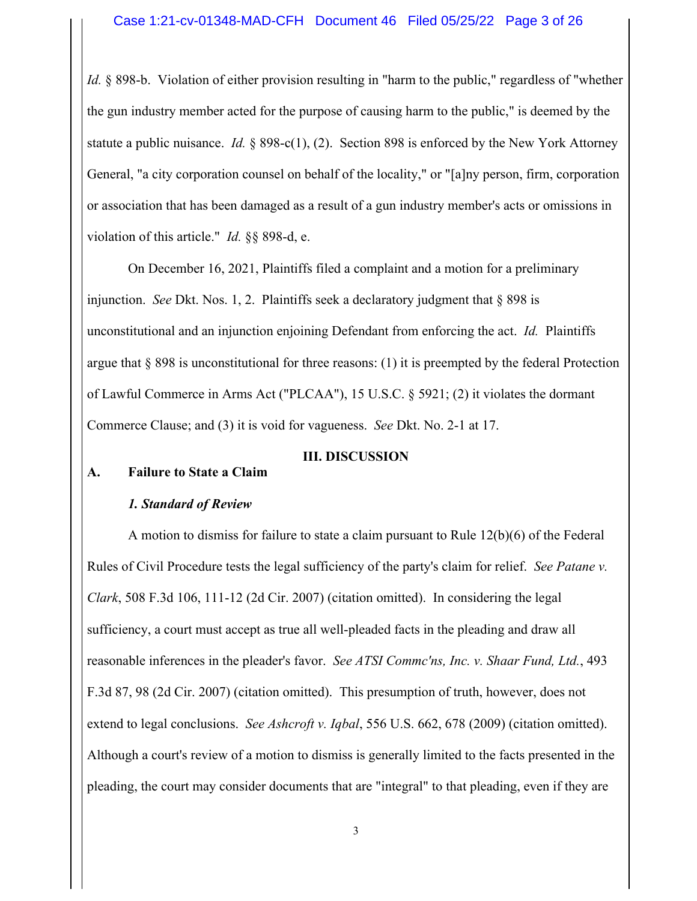*Id.* § 898-b. Violation of either provision resulting in "harm to the public," regardless of "whether the gun industry member acted for the purpose of causing harm to the public," is deemed by the statute a public nuisance. *Id.* § 898-c(1), (2). Section 898 is enforced by the New York Attorney General, "a city corporation counsel on behalf of the locality," or "[a]ny person, firm, corporation or association that has been damaged as a result of a gun industry member's acts or omissions in violation of this article." *Id.* §§ 898-d, e.

On December 16, 2021, Plaintiffs filed a complaint and a motion for a preliminary injunction. *See* Dkt. Nos. 1, 2. Plaintiffs seek a declaratory judgment that § 898 is unconstitutional and an injunction enjoining Defendant from enforcing the act. *Id.* Plaintiffs argue that § 898 is unconstitutional for three reasons: (1) it is preempted by the federal Protection of Lawful Commerce in Arms Act ("PLCAA"), 15 U.S.C. § 5921; (2) it violates the dormant Commerce Clause; and (3) it is void for vagueness. *See* Dkt. No. 2-1 at 17.

## III. DISCUSSION

### A. Failure to State a Claim

#### *1. Standard of Review*

A motion to dismiss for failure to state a claim pursuant to Rule 12(b)(6) of the Federal Rules of Civil Procedure tests the legal sufficiency of the party's claim for relief. *See Patane v. Clark*, 508 F.3d 106, 111-12 (2d Cir. 2007) (citation omitted). In considering the legal sufficiency, a court must accept as true all well-pleaded facts in the pleading and draw all reasonable inferences in the pleader's favor. *See ATSI Commc'ns, Inc. v. Shaar Fund, Ltd.*, 493 F.3d 87, 98 (2d Cir. 2007) (citation omitted). This presumption of truth, however, does not extend to legal conclusions. *See Ashcroft v. Iqbal*, 556 U.S. 662, 678 (2009) (citation omitted). Although a court's review of a motion to dismiss is generally limited to the facts presented in the pleading, the court may consider documents that are "integral" to that pleading, even if they are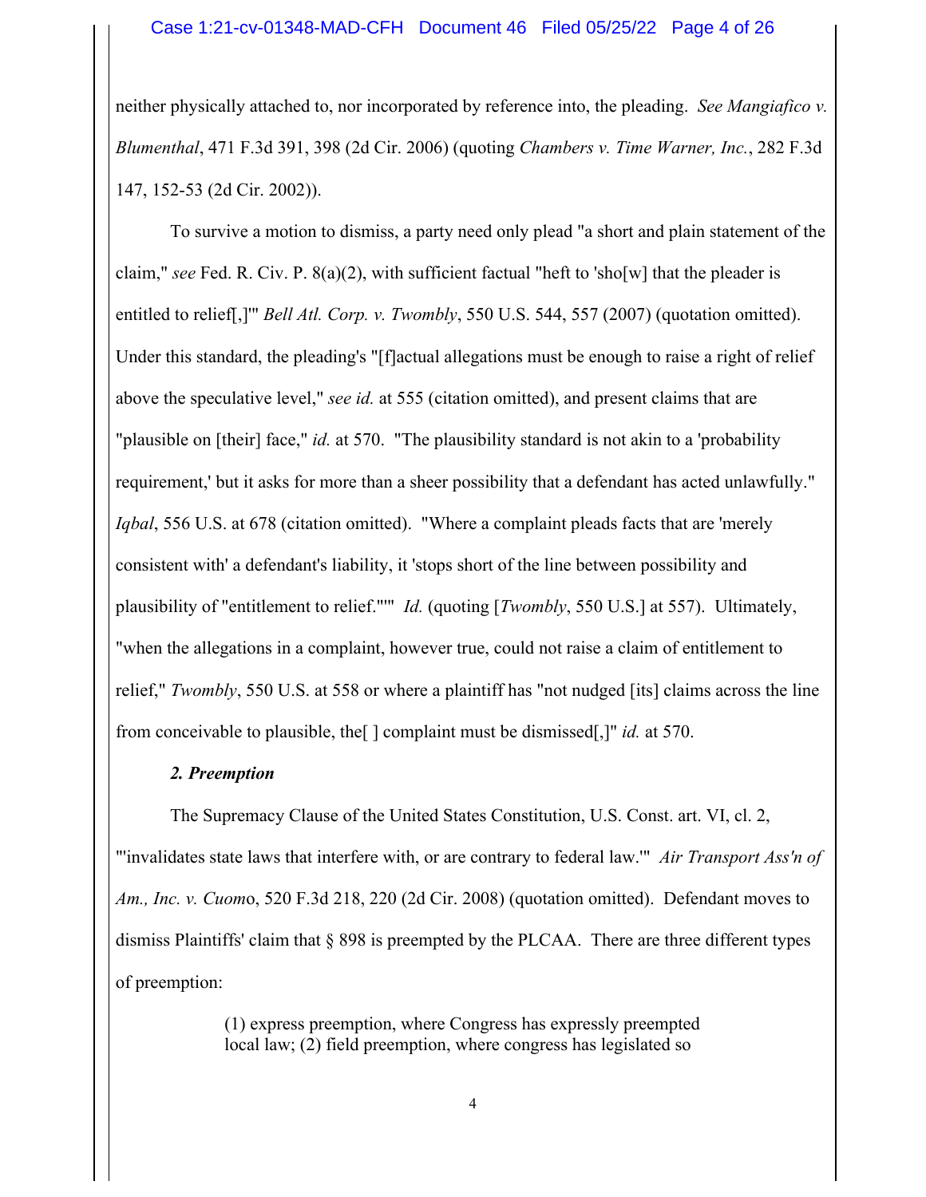neither physically attached to, nor incorporated by reference into, the pleading. *See Mangiafico v. Blumenthal*, 471 F.3d 391, 398 (2d Cir. 2006) (quoting *Chambers v. Time Warner, Inc.*, 282 F.3d 147, 152-53 (2d Cir. 2002)).

To survive a motion to dismiss, a party need only plead "a short and plain statement of the claim," *see* Fed. R. Civ. P. 8(a)(2), with sufficient factual "heft to 'sho[w] that the pleader is entitled to relief[,]'" *Bell Atl. Corp. v. Twombly*, 550 U.S. 544, 557 (2007) (quotation omitted). Under this standard, the pleading's "[f]actual allegations must be enough to raise a right of relief above the speculative level," *see id.* at 555 (citation omitted), and present claims that are "plausible on [their] face," *id.* at 570. "The plausibility standard is not akin to a 'probability requirement,' but it asks for more than a sheer possibility that a defendant has acted unlawfully." *Iqbal*, 556 U.S. at 678 (citation omitted). "Where a complaint pleads facts that are 'merely consistent with' a defendant's liability, it 'stops short of the line between possibility and plausibility of "entitlement to relief."'" *Id.* (quoting [*Twombly*, 550 U.S.] at 557). Ultimately, "when the allegations in a complaint, however true, could not raise a claim of entitlement to relief," *Twombly*, 550 U.S. at 558 or where a plaintiff has "not nudged [its] claims across the line from conceivable to plausible, the[ ] complaint must be dismissed[,]" *id.* at 570.

***2. Preemption***

The Supremacy Clause of the United States Constitution, U.S. Const. art. VI, cl. 2, "'invalidates state laws that interfere with, or are contrary to federal law.'" *Air Transport Ass'n of Am., Inc. v. Cuomo*, 520 F.3d 218, 220 (2d Cir. 2008) (quotation omitted). Defendant moves to dismiss Plaintiffs' claim that § 898 is preempted by the PLCAA. There are three different types of preemption:

> (1) express preemption, where Congress has expressly preempted local law; (2) field preemption, where congress has legislated so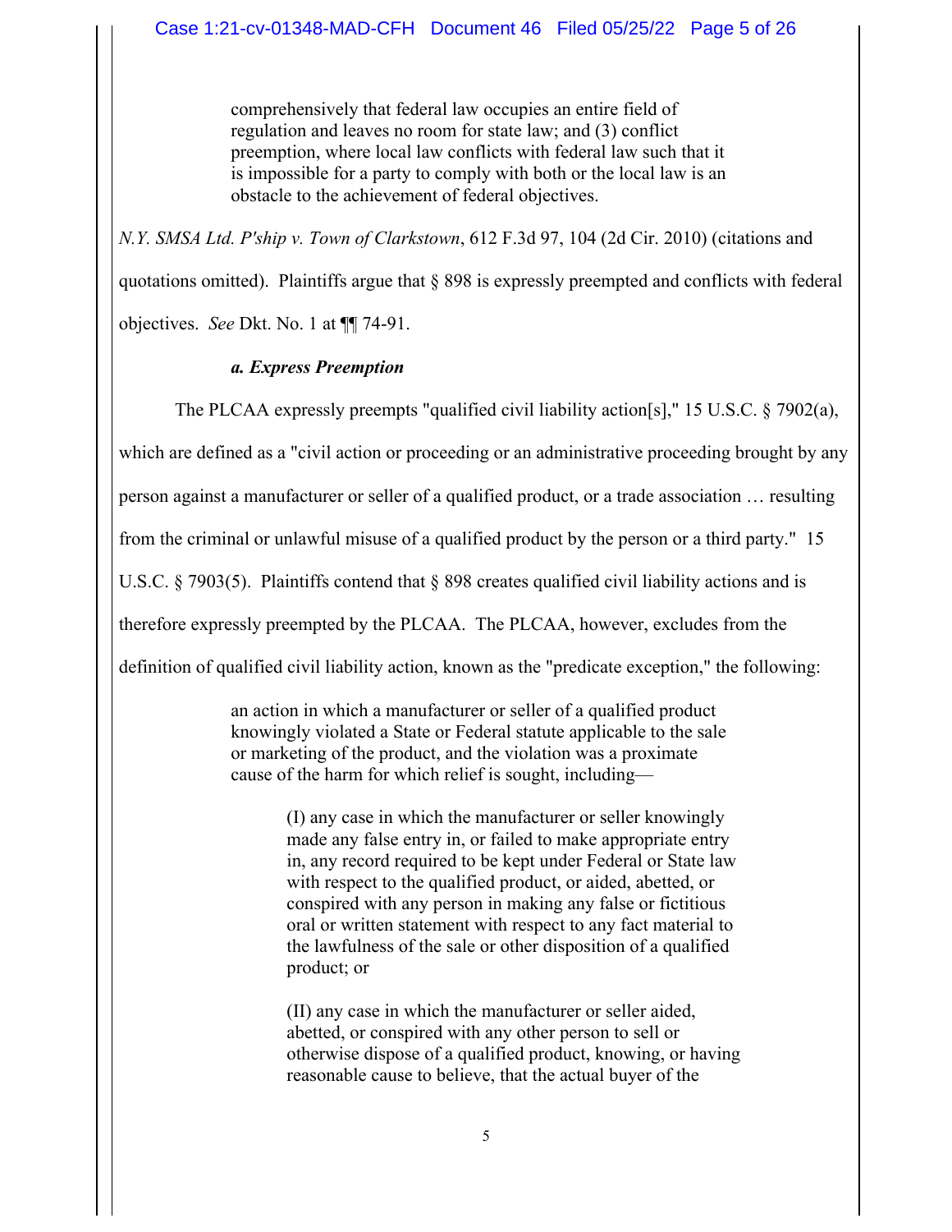> comprehensively that federal law occupies an entire field of regulation and leaves no room for state law; and (3) conflict preemption, where local law conflicts with federal law such that it is impossible for a party to comply with both or the local law is an obstacle to the achievement of federal objectives.

*N.Y. SMSA Ltd. P'ship v. Town of Clarkstown*, 612 F.3d 97, 104 (2d Cir. 2010) (citations and quotations omitted). Plaintiffs argue that § 898 is expressly preempted and conflicts with federal objectives. *See* Dkt. No. 1 at ¶¶ 74-91.

***a. Express Preemption***

The PLCAA expressly preempts "qualified civil liability action[s]," 15 U.S.C. § 7902(a), which are defined as a "civil action or proceeding or an administrative proceeding brought by any person against a manufacturer or seller of a qualified product, or a trade association … resulting from the criminal or unlawful misuse of a qualified product by the person or a third party." 15 U.S.C. § 7903(5). Plaintiffs contend that § 898 creates qualified civil liability actions and is therefore expressly preempted by the PLCAA. The PLCAA, however, excludes from the definition of qualified civil liability action, known as the "predicate exception," the following:

> an action in which a manufacturer or seller of a qualified product knowingly violated a State or Federal statute applicable to the sale or marketing of the product, and the violation was a proximate cause of the harm for which relief is sought, including—
>
>> (I) any case in which the manufacturer or seller knowingly made any false entry in, or failed to make appropriate entry in, any record required to be kept under Federal or State law with respect to the qualified product, or aided, abetted, or conspired with any person in making any false or fictitious oral or written statement with respect to any fact material to the lawfulness of the sale or other disposition of a qualified product; or
>>
>> (II) any case in which the manufacturer or seller aided, abetted, or conspired with any other person to sell or otherwise dispose of a qualified product, knowing, or having reasonable cause to believe, that the actual buyer of the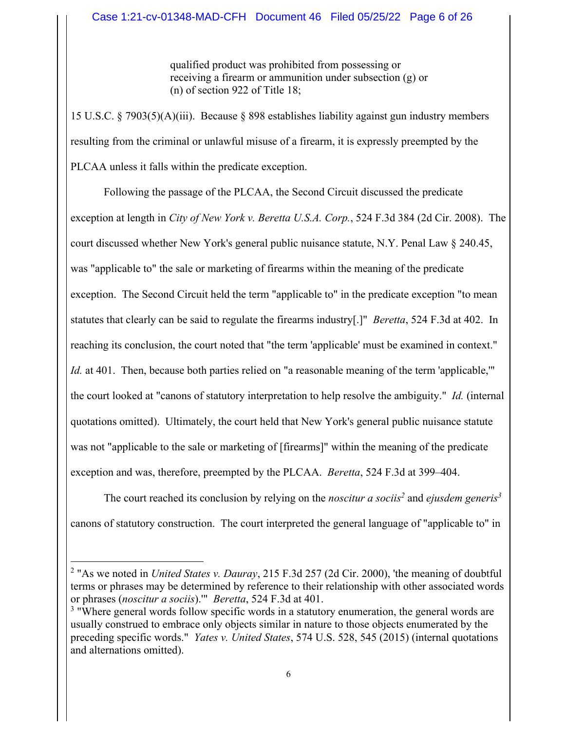> qualified product was prohibited from possessing or receiving a firearm or ammunition under subsection (g) or (n) of section 922 of Title 18;

15 U.S.C. § 7903(5)(A)(iii). Because § 898 establishes liability against gun industry members resulting from the criminal or unlawful misuse of a firearm, it is expressly preempted by the PLCAA unless it falls within the predicate exception.

Following the passage of the PLCAA, the Second Circuit discussed the predicate exception at length in *City of New York v. Beretta U.S.A. Corp.*, 524 F.3d 384 (2d Cir. 2008). The court discussed whether New York's general public nuisance statute, N.Y. Penal Law § 240.45, was "applicable to" the sale or marketing of firearms within the meaning of the predicate exception. The Second Circuit held the term "applicable to" in the predicate exception "to mean statutes that clearly can be said to regulate the firearms industry[.]" *Beretta*, 524 F.3d at 402. In reaching its conclusion, the court noted that "the term 'applicable' must be examined in context." *Id.* at 401. Then, because both parties relied on "a reasonable meaning of the term 'applicable,'" the court looked at "canons of statutory interpretation to help resolve the ambiguity." *Id.* (internal quotations omitted). Ultimately, the court held that New York's general public nuisance statute was not "applicable to the sale or marketing of [firearms]" within the meaning of the predicate exception and was, therefore, preempted by the PLCAA. *Beretta*, 524 F.3d at 399–404.

The court reached its conclusion by relying on the *noscitur a sociis*[2] and *ejusdem generis*[3] canons of statutory construction. The court interpreted the general language of "applicable to" in

---

[2] "As we noted in *United States v. Dauray*, 215 F.3d 257 (2d Cir. 2000), 'the meaning of doubtful terms or phrases may be determined by reference to their relationship with other associated words or phrases (*noscitur a sociis*).'" *Beretta*, 524 F.3d at 401.

[3] "Where general words follow specific words in a statutory enumeration, the general words are usually construed to embrace only objects similar in nature to those objects enumerated by the preceding specific words." *Yates v. United States*, 574 U.S. 528, 545 (2015) (internal quotations and alternations omitted).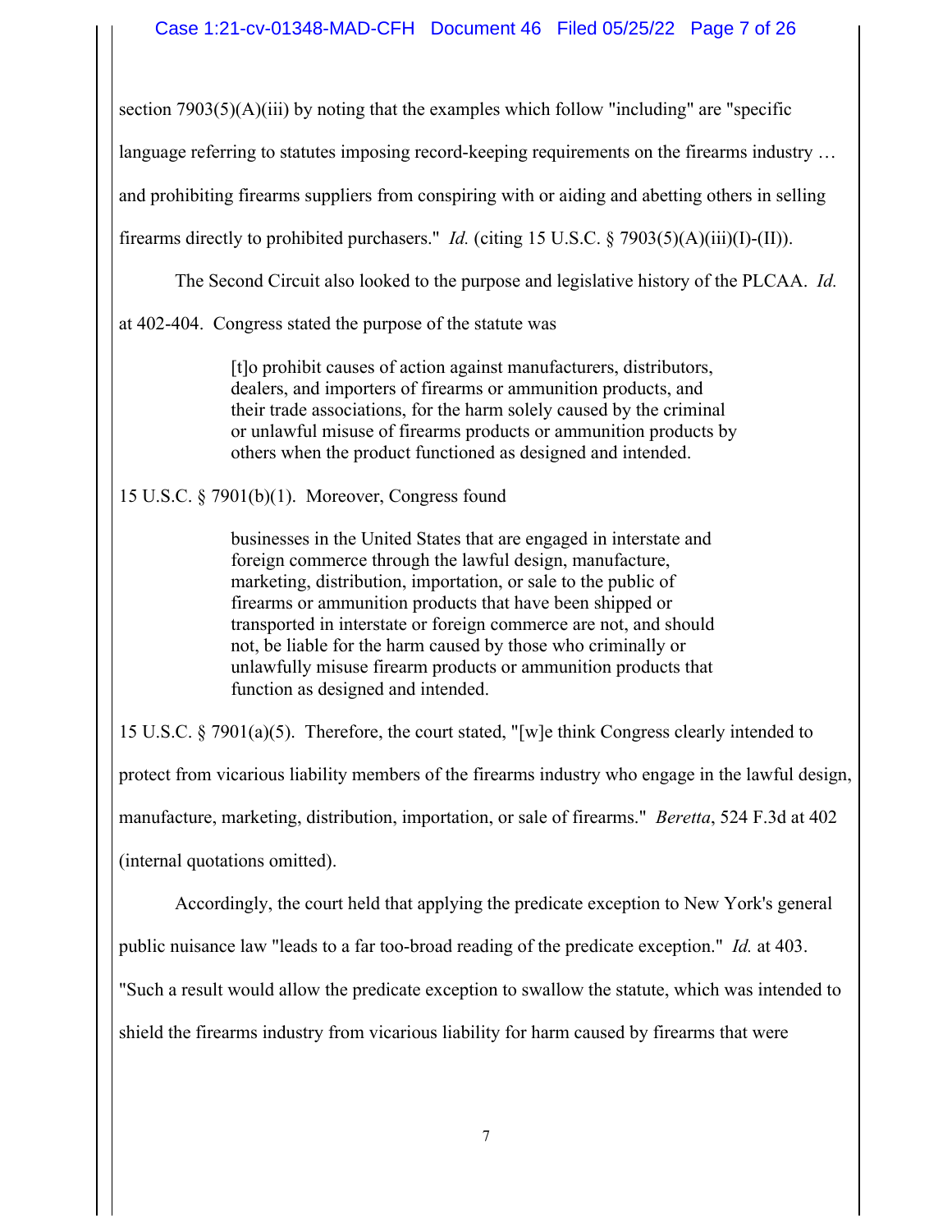section 7903(5)(A)(iii) by noting that the examples which follow "including" are "specific language referring to statutes imposing record-keeping requirements on the firearms industry … and prohibiting firearms suppliers from conspiring with or aiding and abetting others in selling firearms directly to prohibited purchasers." *Id.* (citing 15 U.S.C. § 7903(5)(A)(iii)(I)-(II)).

The Second Circuit also looked to the purpose and legislative history of the PLCAA. *Id.* at 402-404. Congress stated the purpose of the statute was

> [t]o prohibit causes of action against manufacturers, distributors, dealers, and importers of firearms or ammunition products, and their trade associations, for the harm solely caused by the criminal or unlawful misuse of firearms products or ammunition products by others when the product functioned as designed and intended.

15 U.S.C. § 7901(b)(1). Moreover, Congress found

> businesses in the United States that are engaged in interstate and foreign commerce through the lawful design, manufacture, marketing, distribution, importation, or sale to the public of firearms or ammunition products that have been shipped or transported in interstate or foreign commerce are not, and should not, be liable for the harm caused by those who criminally or unlawfully misuse firearm products or ammunition products that function as designed and intended.

15 U.S.C. § 7901(a)(5). Therefore, the court stated, "[w]e think Congress clearly intended to protect from vicarious liability members of the firearms industry who engage in the lawful design, manufacture, marketing, distribution, importation, or sale of firearms." *Beretta*, 524 F.3d at 402 (internal quotations omitted).

Accordingly, the court held that applying the predicate exception to New York's general public nuisance law "leads to a far too-broad reading of the predicate exception." *Id.* at 403. "Such a result would allow the predicate exception to swallow the statute, which was intended to shield the firearms industry from vicarious liability for harm caused by firearms that were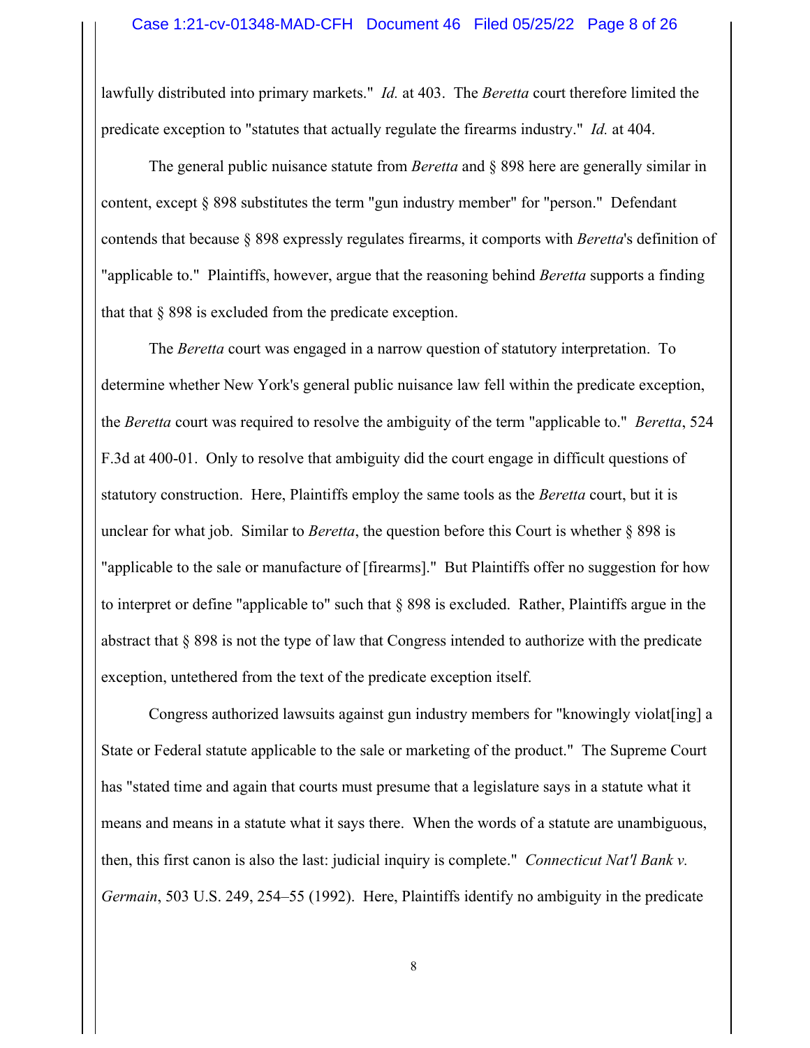lawfully distributed into primary markets." *Id.* at 403. The *Beretta* court therefore limited the predicate exception to "statutes that actually regulate the firearms industry." *Id.* at 404.

The general public nuisance statute from *Beretta* and § 898 here are generally similar in content, except § 898 substitutes the term "gun industry member" for "person." Defendant contends that because § 898 expressly regulates firearms, it comports with *Beretta*'s definition of "applicable to." Plaintiffs, however, argue that the reasoning behind *Beretta* supports a finding that that § 898 is excluded from the predicate exception.

The *Beretta* court was engaged in a narrow question of statutory interpretation. To determine whether New York's general public nuisance law fell within the predicate exception, the *Beretta* court was required to resolve the ambiguity of the term "applicable to." *Beretta*, 524 F.3d at 400-01. Only to resolve that ambiguity did the court engage in difficult questions of statutory construction. Here, Plaintiffs employ the same tools as the *Beretta* court, but it is unclear for what job. Similar to *Beretta*, the question before this Court is whether § 898 is "applicable to the sale or manufacture of [firearms]." But Plaintiffs offer no suggestion for how to interpret or define "applicable to" such that § 898 is excluded. Rather, Plaintiffs argue in the abstract that § 898 is not the type of law that Congress intended to authorize with the predicate exception, untethered from the text of the predicate exception itself.

Congress authorized lawsuits against gun industry members for "knowingly violat[ing] a State or Federal statute applicable to the sale or marketing of the product." The Supreme Court has "stated time and again that courts must presume that a legislature says in a statute what it means and means in a statute what it says there. When the words of a statute are unambiguous, then, this first canon is also the last: judicial inquiry is complete." *Connecticut Nat'l Bank v. Germain*, 503 U.S. 249, 254–55 (1992). Here, Plaintiffs identify no ambiguity in the predicate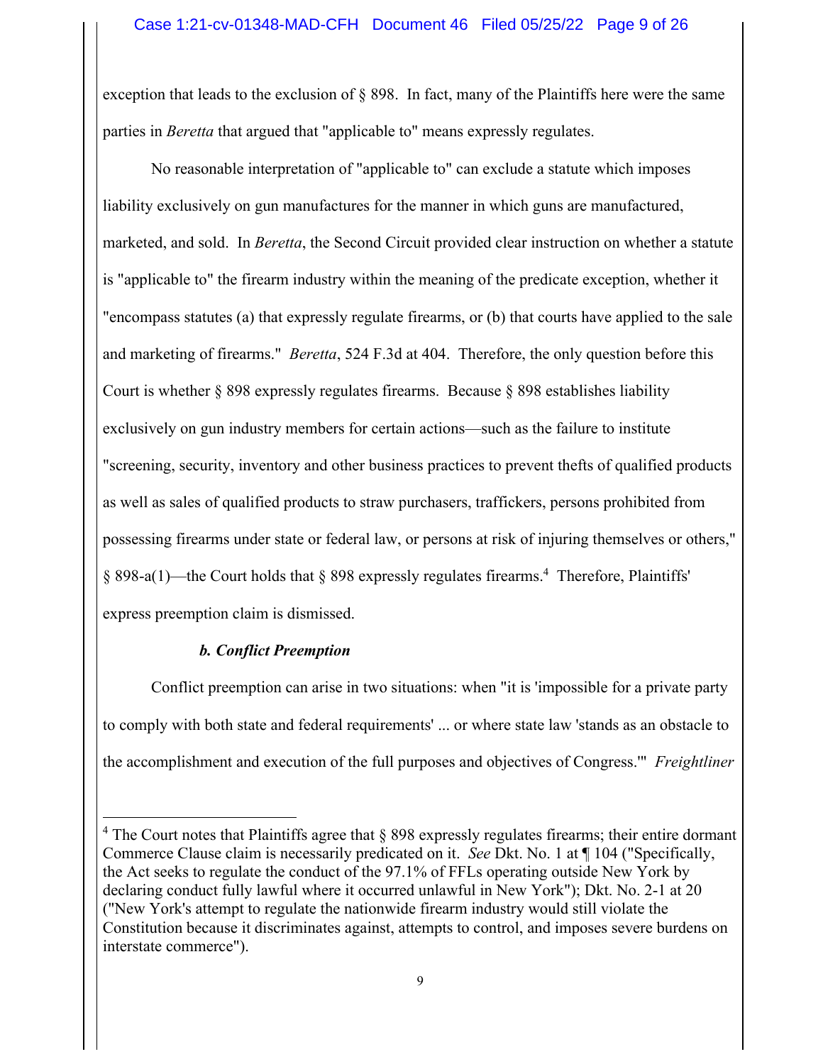exception that leads to the exclusion of § 898. In fact, many of the Plaintiffs here were the same parties in *Beretta* that argued that "applicable to" means expressly regulates.

No reasonable interpretation of "applicable to" can exclude a statute which imposes liability exclusively on gun manufactures for the manner in which guns are manufactured, marketed, and sold. In *Beretta*, the Second Circuit provided clear instruction on whether a statute is "applicable to" the firearm industry within the meaning of the predicate exception, whether it "encompass statutes (a) that expressly regulate firearms, or (b) that courts have applied to the sale and marketing of firearms." *Beretta*, 524 F.3d at 404. Therefore, the only question before this Court is whether § 898 expressly regulates firearms. Because § 898 establishes liability exclusively on gun industry members for certain actions—such as the failure to institute "screening, security, inventory and other business practices to prevent thefts of qualified products as well as sales of qualified products to straw purchasers, traffickers, persons prohibited from possessing firearms under state or federal law, or persons at risk of injuring themselves or others," § 898-a(1)—the Court holds that § 898 expressly regulates firearms.[4] Therefore, Plaintiffs' express preemption claim is dismissed.

***b. Conflict Preemption***

Conflict preemption can arise in two situations: when "it is 'impossible for a private party to comply with both state and federal requirements' ... or where state law 'stands as an obstacle to the accomplishment and execution of the full purposes and objectives of Congress.'" *Freightliner*

---

[4] The Court notes that Plaintiffs agree that § 898 expressly regulates firearms; their entire dormant Commerce Clause claim is necessarily predicated on it. *See* Dkt. No. 1 at ¶ 104 ("Specifically, the Act seeks to regulate the conduct of the 97.1% of FFLs operating outside New York by declaring conduct fully lawful where it occurred unlawful in New York"); Dkt. No. 2-1 at 20 ("New York's attempt to regulate the nationwide firearm industry would still violate the Constitution because it discriminates against, attempts to control, and imposes severe burdens on interstate commerce").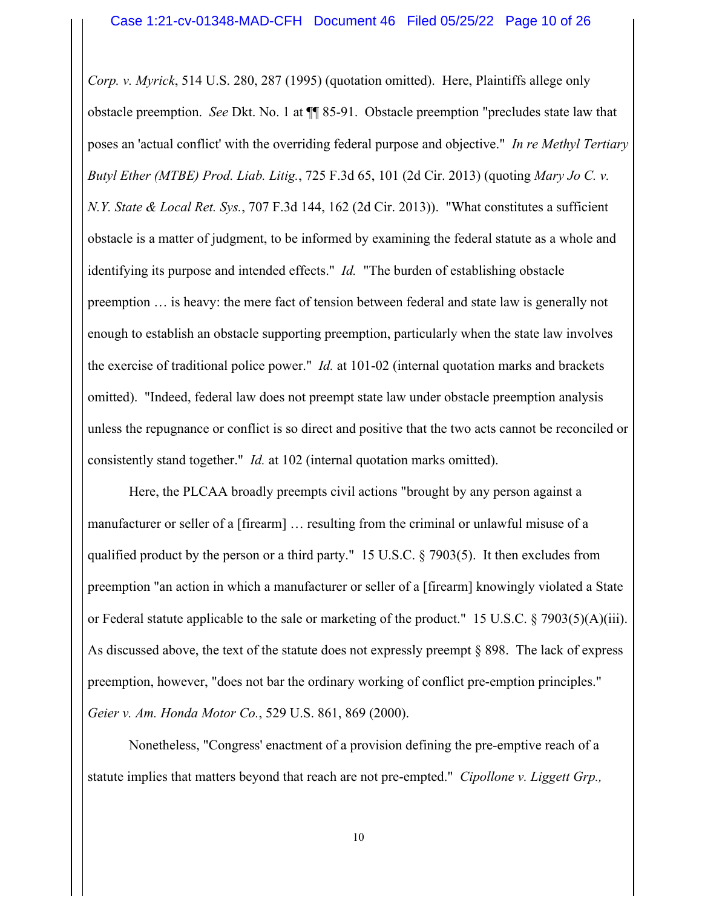*Corp. v. Myrick*, 514 U.S. 280, 287 (1995) (quotation omitted). Here, Plaintiffs allege only obstacle preemption. *See* Dkt. No. 1 at ¶¶ 85-91. Obstacle preemption "precludes state law that poses an 'actual conflict' with the overriding federal purpose and objective." *In re Methyl Tertiary Butyl Ether (MTBE) Prod. Liab. Litig.*, 725 F.3d 65, 101 (2d Cir. 2013) (quoting *Mary Jo C. v. N.Y. State & Local Ret. Sys.*, 707 F.3d 144, 162 (2d Cir. 2013)). "What constitutes a sufficient obstacle is a matter of judgment, to be informed by examining the federal statute as a whole and identifying its purpose and intended effects." *Id.* "The burden of establishing obstacle preemption … is heavy: the mere fact of tension between federal and state law is generally not enough to establish an obstacle supporting preemption, particularly when the state law involves the exercise of traditional police power." *Id.* at 101-02 (internal quotation marks and brackets omitted). "Indeed, federal law does not preempt state law under obstacle preemption analysis unless the repugnance or conflict is so direct and positive that the two acts cannot be reconciled or consistently stand together." *Id.* at 102 (internal quotation marks omitted).

Here, the PLCAA broadly preempts civil actions "brought by any person against a manufacturer or seller of a [firearm] … resulting from the criminal or unlawful misuse of a qualified product by the person or a third party." 15 U.S.C. § 7903(5). It then excludes from preemption "an action in which a manufacturer or seller of a [firearm] knowingly violated a State or Federal statute applicable to the sale or marketing of the product." 15 U.S.C. § 7903(5)(A)(iii). As discussed above, the text of the statute does not expressly preempt § 898. The lack of express preemption, however, "does not bar the ordinary working of conflict pre-emption principles." *Geier v. Am. Honda Motor Co.*, 529 U.S. 861, 869 (2000).

Nonetheless, "Congress' enactment of a provision defining the pre-emptive reach of a statute implies that matters beyond that reach are not pre-empted." *Cipollone v. Liggett Grp.,*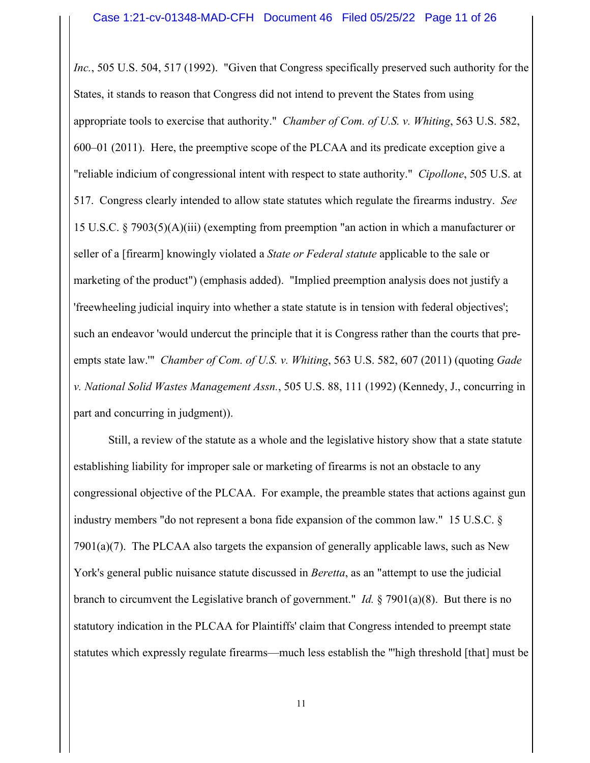*Inc.*, 505 U.S. 504, 517 (1992). "Given that Congress specifically preserved such authority for the States, it stands to reason that Congress did not intend to prevent the States from using appropriate tools to exercise that authority." *Chamber of Com. of U.S. v. Whiting*, 563 U.S. 582, 600–01 (2011). Here, the preemptive scope of the PLCAA and its predicate exception give a "reliable indicium of congressional intent with respect to state authority." *Cipollone*, 505 U.S. at 517. Congress clearly intended to allow state statutes which regulate the firearms industry. *See* 15 U.S.C. § 7903(5)(A)(iii) (exempting from preemption "an action in which a manufacturer or seller of a [firearm] knowingly violated a *State or Federal statute* applicable to the sale or marketing of the product") (emphasis added). "Implied preemption analysis does not justify a 'freewheeling judicial inquiry into whether a state statute is in tension with federal objectives'; such an endeavor 'would undercut the principle that it is Congress rather than the courts that pre-empts state law.'" *Chamber of Com. of U.S. v. Whiting*, 563 U.S. 582, 607 (2011) (quoting *Gade v. National Solid Wastes Management Assn.*, 505 U.S. 88, 111 (1992) (Kennedy, J., concurring in part and concurring in judgment)).

Still, a review of the statute as a whole and the legislative history show that a state statute establishing liability for improper sale or marketing of firearms is not an obstacle to any congressional objective of the PLCAA. For example, the preamble states that actions against gun industry members "do not represent a bona fide expansion of the common law." 15 U.S.C. § 7901(a)(7). The PLCAA also targets the expansion of generally applicable laws, such as New York's general public nuisance statute discussed in *Beretta*, as an "attempt to use the judicial branch to circumvent the Legislative branch of government." *Id.* § 7901(a)(8). But there is no statutory indication in the PLCAA for Plaintiffs' claim that Congress intended to preempt state statutes which expressly regulate firearms—much less establish the "'high threshold [that] must be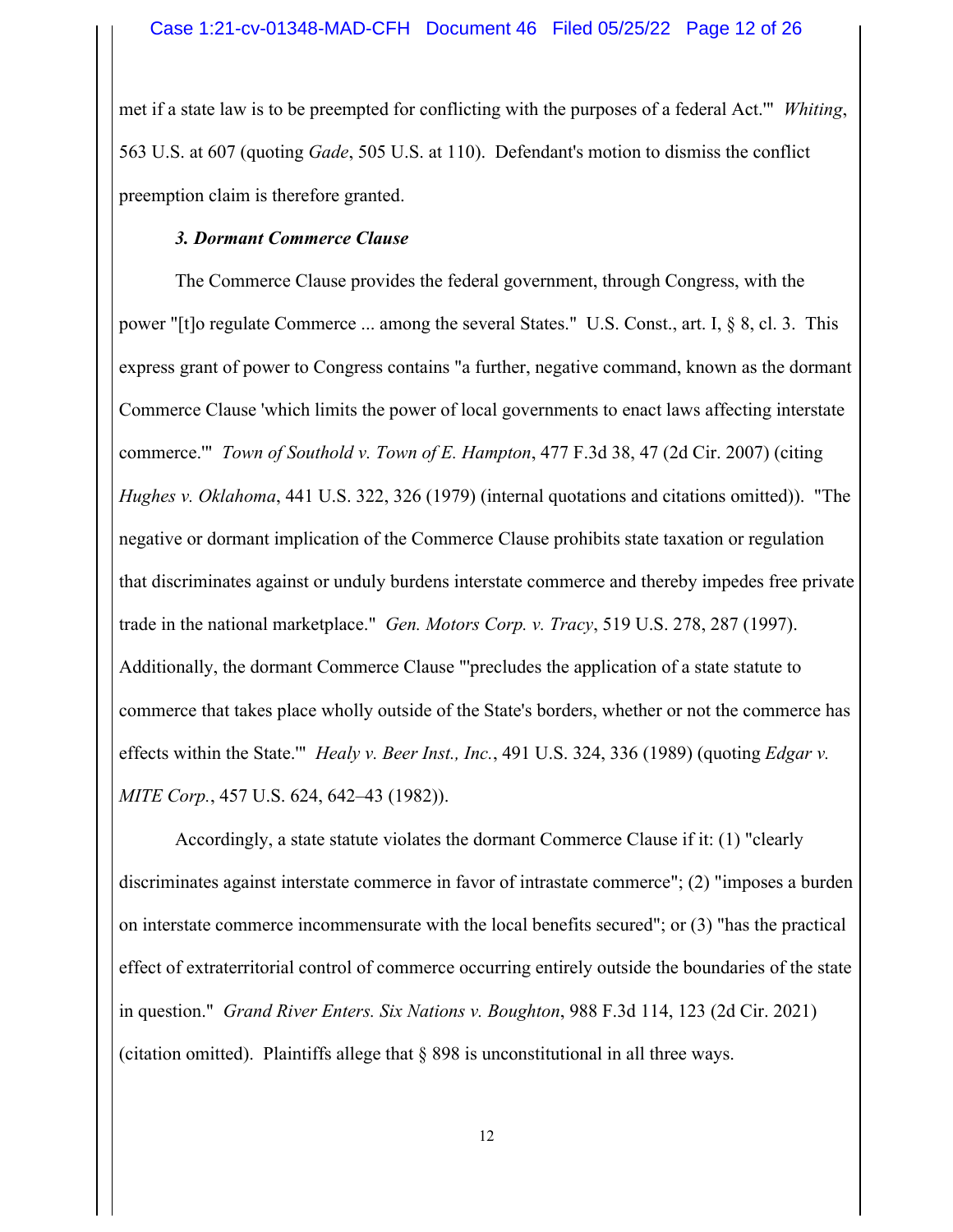met if a state law is to be preempted for conflicting with the purposes of a federal Act.'" *Whiting*, 563 U.S. at 607 (quoting *Gade*, 505 U.S. at 110). Defendant's motion to dismiss the conflict preemption claim is therefore granted.

### *3. Dormant Commerce Clause*

The Commerce Clause provides the federal government, through Congress, with the power "[t]o regulate Commerce ... among the several States." U.S. Const., art. I, § 8, cl. 3. This express grant of power to Congress contains "a further, negative command, known as the dormant Commerce Clause 'which limits the power of local governments to enact laws affecting interstate commerce.'" *Town of Southold v. Town of E. Hampton*, 477 F.3d 38, 47 (2d Cir. 2007) (citing *Hughes v. Oklahoma*, 441 U.S. 322, 326 (1979) (internal quotations and citations omitted)). "The negative or dormant implication of the Commerce Clause prohibits state taxation or regulation that discriminates against or unduly burdens interstate commerce and thereby impedes free private trade in the national marketplace." *Gen. Motors Corp. v. Tracy*, 519 U.S. 278, 287 (1997). Additionally, the dormant Commerce Clause "'precludes the application of a state statute to commerce that takes place wholly outside of the State's borders, whether or not the commerce has effects within the State.'" *Healy v. Beer Inst., Inc.*, 491 U.S. 324, 336 (1989) (quoting *Edgar v. MITE Corp.*, 457 U.S. 624, 642–43 (1982)).

Accordingly, a state statute violates the dormant Commerce Clause if it: (1) "clearly discriminates against interstate commerce in favor of intrastate commerce"; (2) "imposes a burden on interstate commerce incommensurate with the local benefits secured"; or (3) "has the practical effect of extraterritorial control of commerce occurring entirely outside the boundaries of the state in question." *Grand River Enters. Six Nations v. Boughton*, 988 F.3d 114, 123 (2d Cir. 2021) (citation omitted). Plaintiffs allege that § 898 is unconstitutional in all three ways.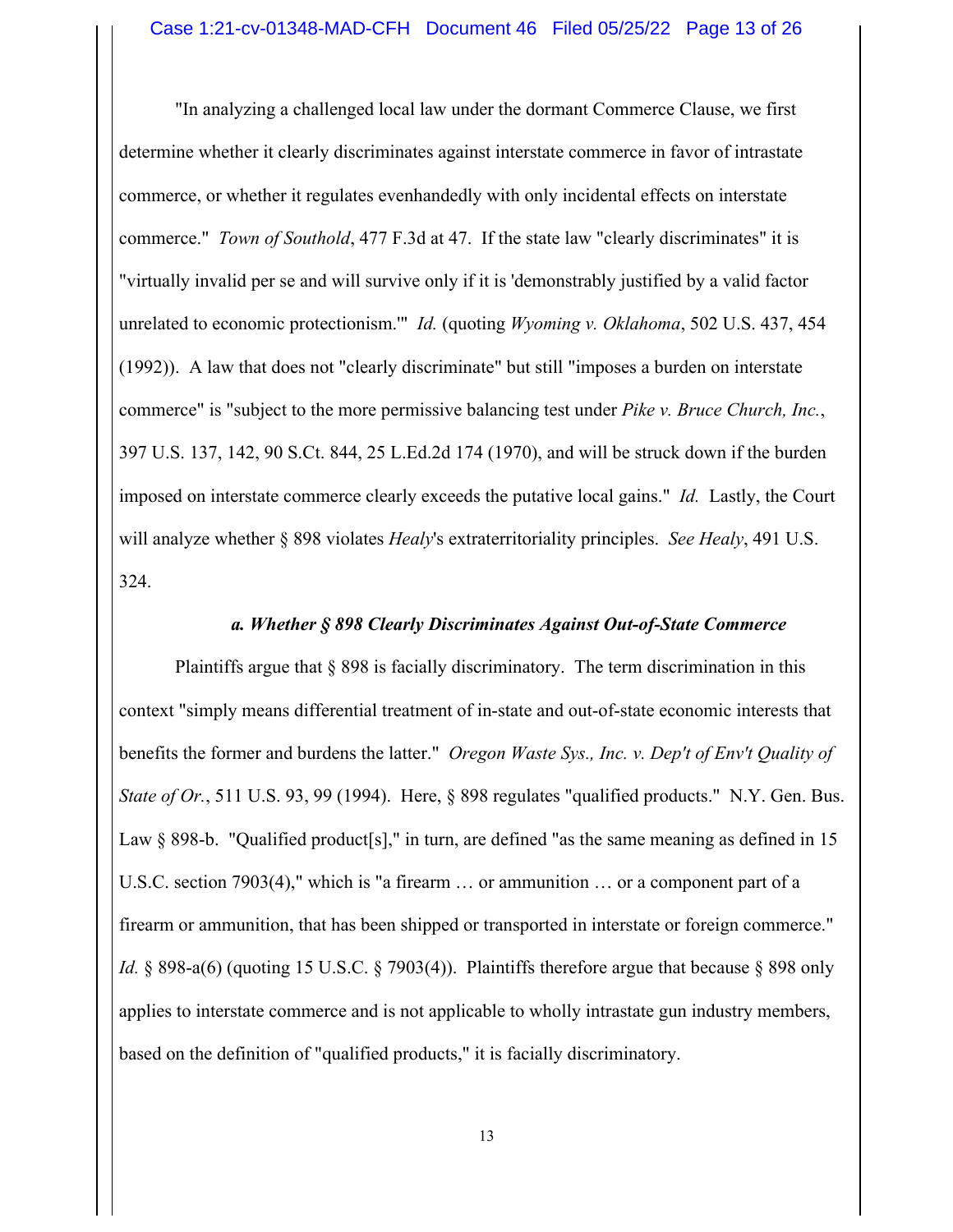"In analyzing a challenged local law under the dormant Commerce Clause, we first determine whether it clearly discriminates against interstate commerce in favor of intrastate commerce, or whether it regulates evenhandedly with only incidental effects on interstate commerce." *Town of Southold*, 477 F.3d at 47. If the state law "clearly discriminates" it is "virtually invalid per se and will survive only if it is 'demonstrably justified by a valid factor unrelated to economic protectionism.'" *Id.* (quoting *Wyoming v. Oklahoma*, 502 U.S. 437, 454 (1992)). A law that does not "clearly discriminate" but still "imposes a burden on interstate commerce" is "subject to the more permissive balancing test under *Pike v. Bruce Church, Inc.*, 397 U.S. 137, 142, 90 S.Ct. 844, 25 L.Ed.2d 174 (1970), and will be struck down if the burden imposed on interstate commerce clearly exceeds the putative local gains." *Id.* Lastly, the Court will analyze whether § 898 violates *Healy*'s extraterritoriality principles. *See Healy*, 491 U.S. 324.

***a. Whether § 898 Clearly Discriminates Against Out-of-State Commerce***

Plaintiffs argue that § 898 is facially discriminatory. The term discrimination in this context "simply means differential treatment of in-state and out-of-state economic interests that benefits the former and burdens the latter." *Oregon Waste Sys., Inc. v. Dep't of Env't Quality of State of Or.*, 511 U.S. 93, 99 (1994). Here, § 898 regulates "qualified products." N.Y. Gen. Bus. Law § 898-b. "Qualified product[s]," in turn, are defined "as the same meaning as defined in 15 U.S.C. section 7903(4)," which is "a firearm … or ammunition … or a component part of a firearm or ammunition, that has been shipped or transported in interstate or foreign commerce." *Id.* § 898-a(6) (quoting 15 U.S.C. § 7903(4)). Plaintiffs therefore argue that because § 898 only applies to interstate commerce and is not applicable to wholly intrastate gun industry members, based on the definition of "qualified products," it is facially discriminatory.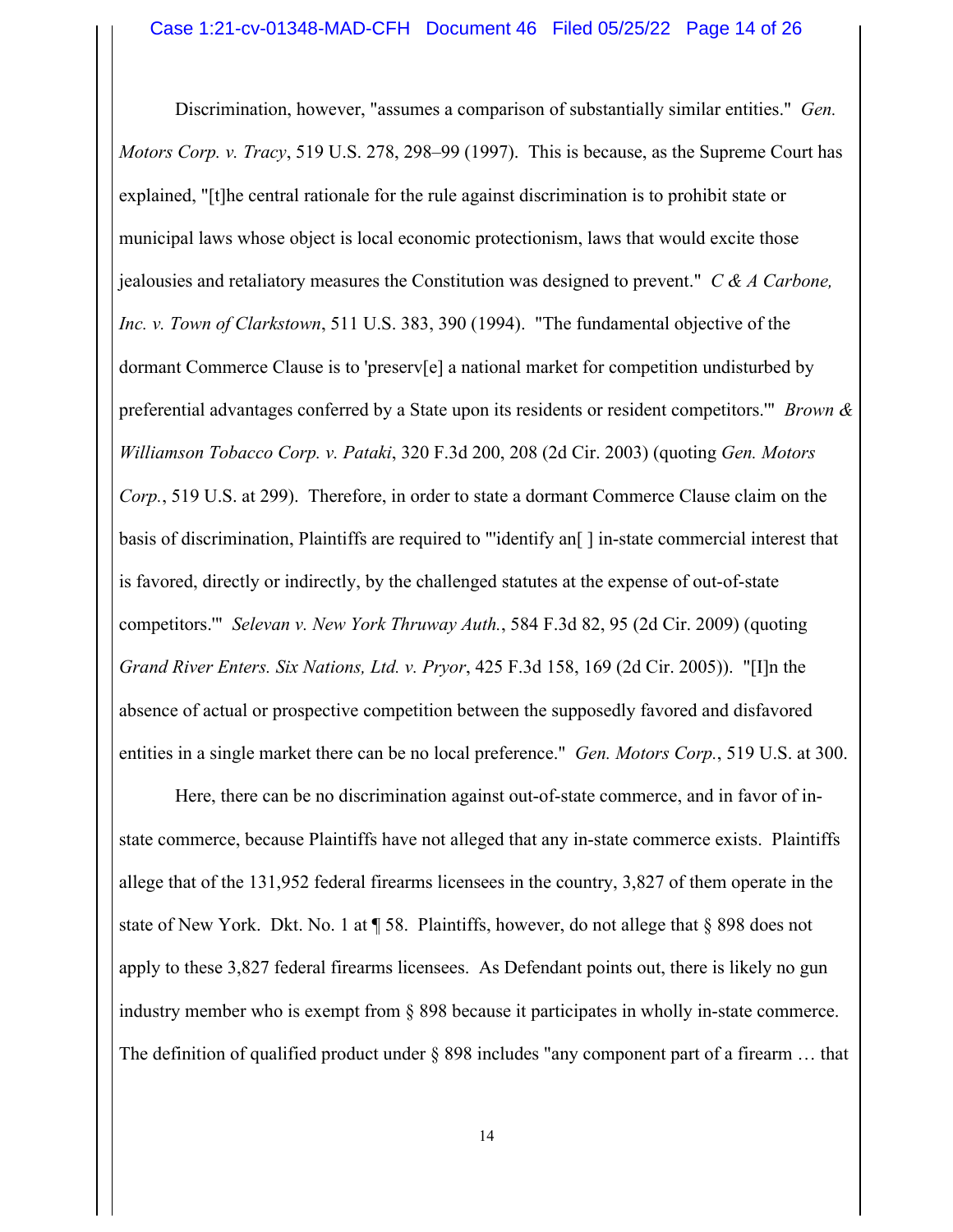Discrimination, however, "assumes a comparison of substantially similar entities." *Gen. Motors Corp. v. Tracy*, 519 U.S. 278, 298–99 (1997). This is because, as the Supreme Court has explained, "[t]he central rationale for the rule against discrimination is to prohibit state or municipal laws whose object is local economic protectionism, laws that would excite those jealousies and retaliatory measures the Constitution was designed to prevent." *C & A Carbone, Inc. v. Town of Clarkstown*, 511 U.S. 383, 390 (1994). "The fundamental objective of the dormant Commerce Clause is to 'preserv[e] a national market for competition undisturbed by preferential advantages conferred by a State upon its residents or resident competitors.'" *Brown & Williamson Tobacco Corp. v. Pataki*, 320 F.3d 200, 208 (2d Cir. 2003) (quoting *Gen. Motors Corp.*, 519 U.S. at 299). Therefore, in order to state a dormant Commerce Clause claim on the basis of discrimination, Plaintiffs are required to "'identify an[ ] in-state commercial interest that is favored, directly or indirectly, by the challenged statutes at the expense of out-of-state competitors.'" *Selevan v. New York Thruway Auth.*, 584 F.3d 82, 95 (2d Cir. 2009) (quoting *Grand River Enters. Six Nations, Ltd. v. Pryor*, 425 F.3d 158, 169 (2d Cir. 2005)). "[I]n the absence of actual or prospective competition between the supposedly favored and disfavored entities in a single market there can be no local preference." *Gen. Motors Corp.*, 519 U.S. at 300.

Here, there can be no discrimination against out-of-state commerce, and in favor of in-state commerce, because Plaintiffs have not alleged that any in-state commerce exists. Plaintiffs allege that of the 131,952 federal firearms licensees in the country, 3,827 of them operate in the state of New York. Dkt. No. 1 at ¶ 58. Plaintiffs, however, do not allege that § 898 does not apply to these 3,827 federal firearms licensees. As Defendant points out, there is likely no gun industry member who is exempt from § 898 because it participates in wholly in-state commerce. The definition of qualified product under § 898 includes "any component part of a firearm … that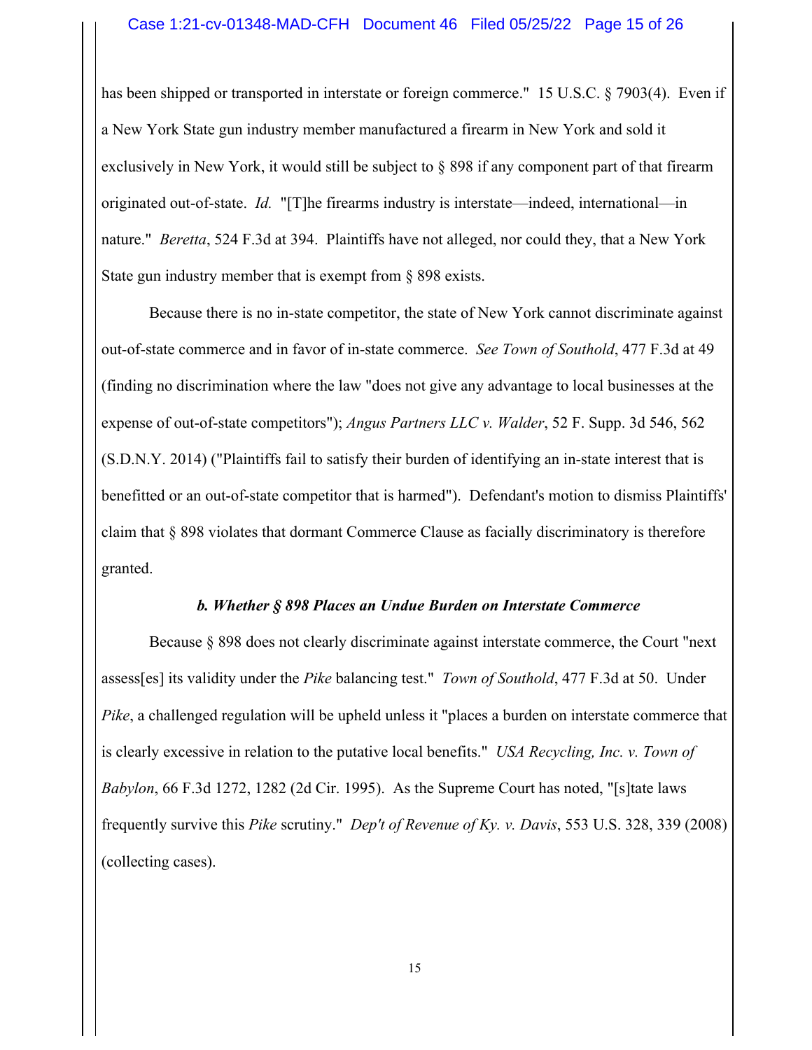has been shipped or transported in interstate or foreign commerce." 15 U.S.C. § 7903(4). Even if a New York State gun industry member manufactured a firearm in New York and sold it exclusively in New York, it would still be subject to § 898 if any component part of that firearm originated out-of-state. *Id.* "[T]he firearms industry is interstate—indeed, international—in nature." *Beretta*, 524 F.3d at 394. Plaintiffs have not alleged, nor could they, that a New York State gun industry member that is exempt from § 898 exists.

Because there is no in-state competitor, the state of New York cannot discriminate against out-of-state commerce and in favor of in-state commerce. *See Town of Southold*, 477 F.3d at 49 (finding no discrimination where the law "does not give any advantage to local businesses at the expense of out-of-state competitors"); *Angus Partners LLC v. Walder*, 52 F. Supp. 3d 546, 562 (S.D.N.Y. 2014) ("Plaintiffs fail to satisfy their burden of identifying an in-state interest that is benefitted or an out-of-state competitor that is harmed"). Defendant's motion to dismiss Plaintiffs' claim that § 898 violates that dormant Commerce Clause as facially discriminatory is therefore granted.

### *b. Whether § 898 Places an Undue Burden on Interstate Commerce*

Because § 898 does not clearly discriminate against interstate commerce, the Court "next assess[es] its validity under the *Pike* balancing test." *Town of Southold*, 477 F.3d at 50. Under *Pike*, a challenged regulation will be upheld unless it "places a burden on interstate commerce that is clearly excessive in relation to the putative local benefits." *USA Recycling, Inc. v. Town of Babylon*, 66 F.3d 1272, 1282 (2d Cir. 1995). As the Supreme Court has noted, "[s]tate laws frequently survive this *Pike* scrutiny." *Dep't of Revenue of Ky. v. Davis*, 553 U.S. 328, 339 (2008) (collecting cases).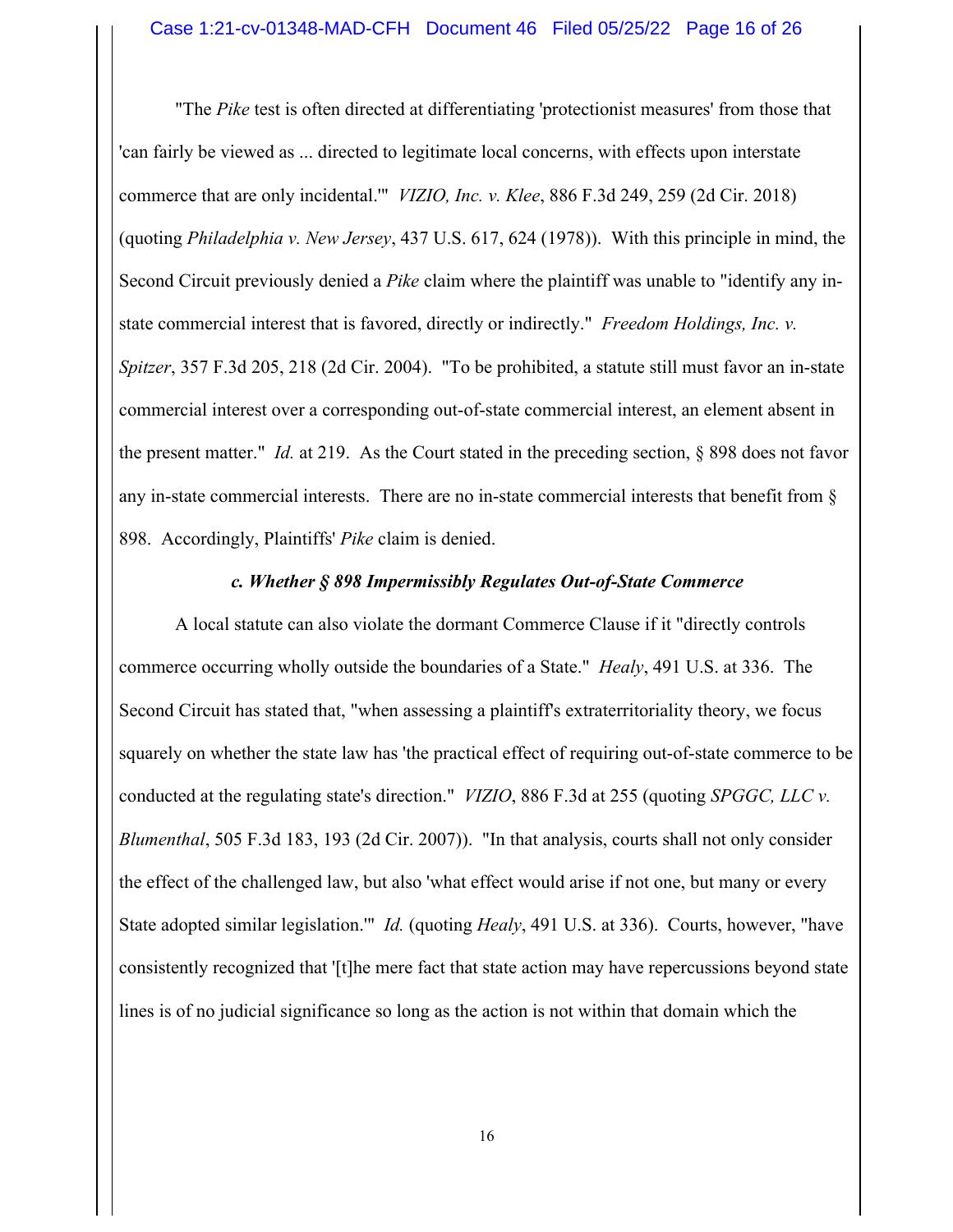"The *Pike* test is often directed at differentiating 'protectionist measures' from those that 'can fairly be viewed as ... directed to legitimate local concerns, with effects upon interstate commerce that are only incidental.'" *VIZIO, Inc. v. Klee*, 886 F.3d 249, 259 (2d Cir. 2018) (quoting *Philadelphia v. New Jersey*, 437 U.S. 617, 624 (1978)). With this principle in mind, the Second Circuit previously denied a *Pike* claim where the plaintiff was unable to "identify any in-state commercial interest that is favored, directly or indirectly." *Freedom Holdings, Inc. v. Spitzer*, 357 F.3d 205, 218 (2d Cir. 2004). "To be prohibited, a statute still must favor an in-state commercial interest over a corresponding out-of-state commercial interest, an element absent in the present matter." *Id.* at 219. As the Court stated in the preceding section, § 898 does not favor any in-state commercial interests. There are no in-state commercial interests that benefit from § 898. Accordingly, Plaintiffs' *Pike* claim is denied.

***c. Whether § 898 Impermissibly Regulates Out-of-State Commerce***

A local statute can also violate the dormant Commerce Clause if it "directly controls commerce occurring wholly outside the boundaries of a State." *Healy*, 491 U.S. at 336. The Second Circuit has stated that, "when assessing a plaintiff's extraterritoriality theory, we focus squarely on whether the state law has 'the practical effect of requiring out-of-state commerce to be conducted at the regulating state's direction." *VIZIO*, 886 F.3d at 255 (quoting *SPGGC, LLC v. Blumenthal*, 505 F.3d 183, 193 (2d Cir. 2007)). "In that analysis, courts shall not only consider the effect of the challenged law, but also 'what effect would arise if not one, but many or every State adopted similar legislation.'" *Id.* (quoting *Healy*, 491 U.S. at 336). Courts, however, "have consistently recognized that '[t]he mere fact that state action may have repercussions beyond state lines is of no judicial significance so long as the action is not within that domain which the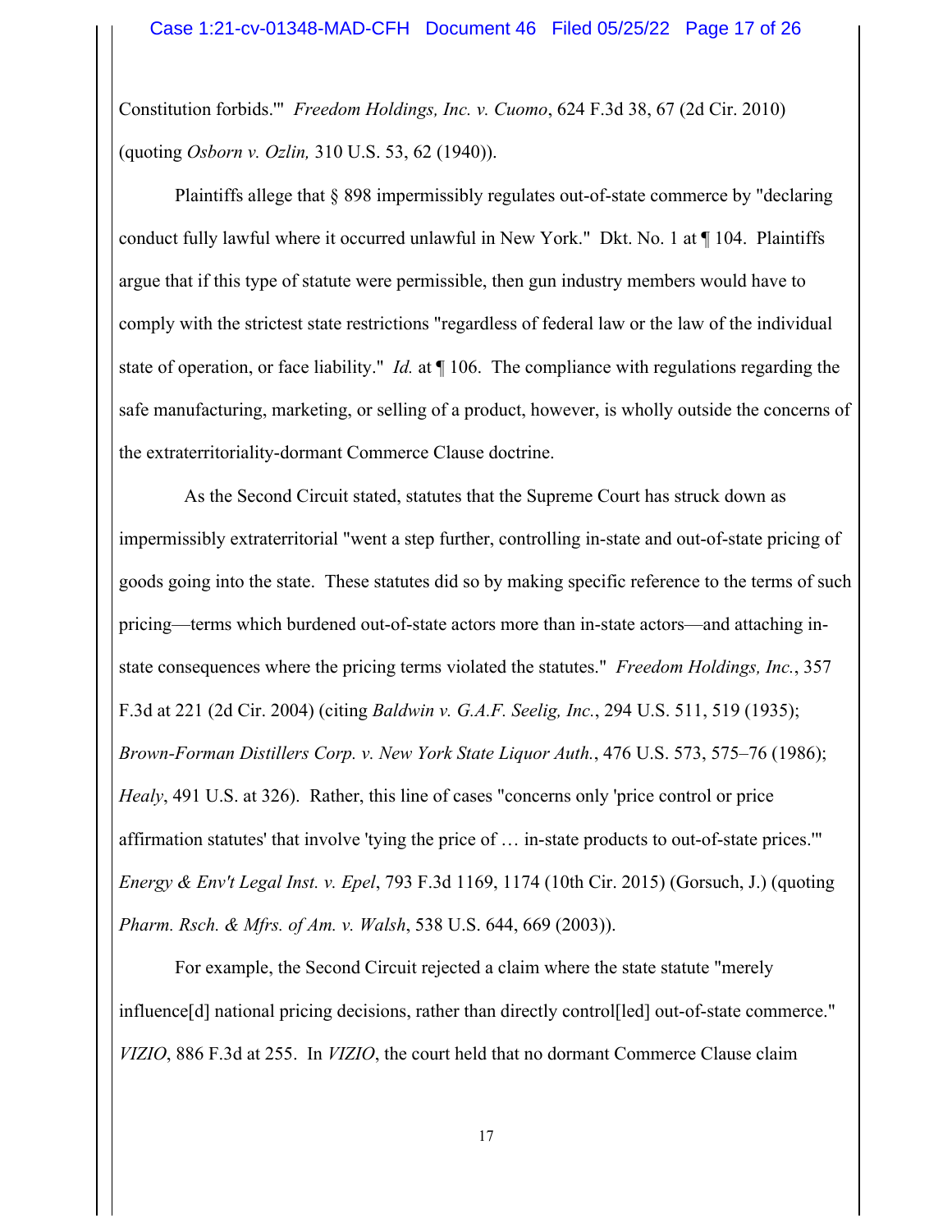Constitution forbids.'" *Freedom Holdings, Inc. v. Cuomo*, 624 F.3d 38, 67 (2d Cir. 2010) (quoting *Osborn v. Ozlin,* 310 U.S. 53, 62 (1940)).

Plaintiffs allege that § 898 impermissibly regulates out-of-state commerce by "declaring conduct fully lawful where it occurred unlawful in New York." Dkt. No. 1 at ¶ 104. Plaintiffs argue that if this type of statute were permissible, then gun industry members would have to comply with the strictest state restrictions "regardless of federal law or the law of the individual state of operation, or face liability." *Id.* at ¶ 106. The compliance with regulations regarding the safe manufacturing, marketing, or selling of a product, however, is wholly outside the concerns of the extraterritoriality-dormant Commerce Clause doctrine.

As the Second Circuit stated, statutes that the Supreme Court has struck down as impermissibly extraterritorial "went a step further, controlling in-state and out-of-state pricing of goods going into the state. These statutes did so by making specific reference to the terms of such pricing—terms which burdened out-of-state actors more than in-state actors—and attaching in-state consequences where the pricing terms violated the statutes." *Freedom Holdings, Inc.*, 357 F.3d at 221 (2d Cir. 2004) (citing *Baldwin v. G.A.F. Seelig, Inc.*, 294 U.S. 511, 519 (1935); *Brown-Forman Distillers Corp. v. New York State Liquor Auth.*, 476 U.S. 573, 575–76 (1986); *Healy*, 491 U.S. at 326). Rather, this line of cases "concerns only 'price control or price affirmation statutes' that involve 'tying the price of … in-state products to out-of-state prices.'" *Energy & Env't Legal Inst. v. Epel*, 793 F.3d 1169, 1174 (10th Cir. 2015) (Gorsuch, J.) (quoting *Pharm. Rsch. & Mfrs. of Am. v. Walsh*, 538 U.S. 644, 669 (2003)).

For example, the Second Circuit rejected a claim where the state statute "merely influence[d] national pricing decisions, rather than directly control[led] out-of-state commerce." *VIZIO*, 886 F.3d at 255. In *VIZIO*, the court held that no dormant Commerce Clause claim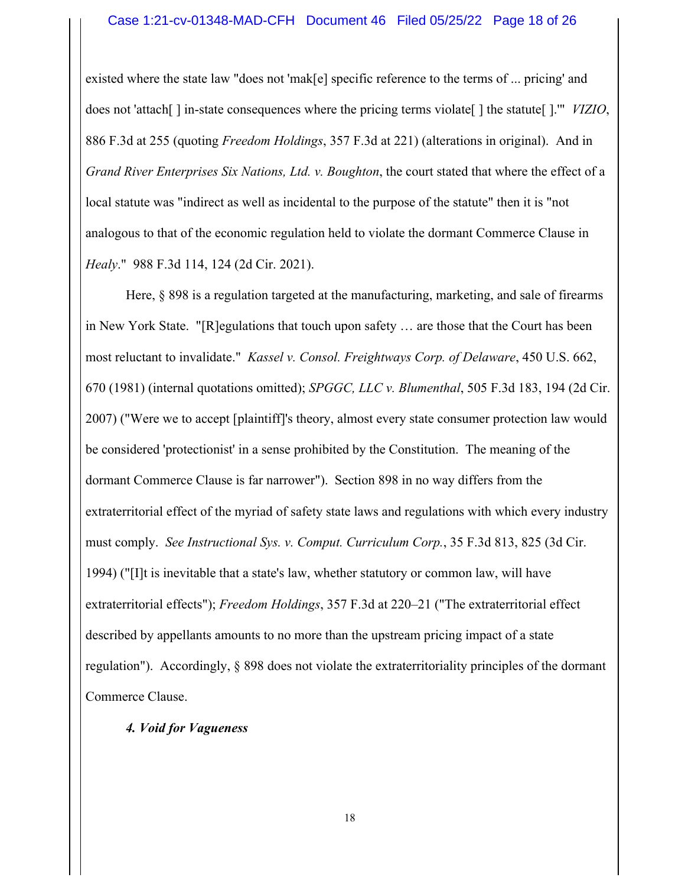existed where the state law "does not 'mak[e] specific reference to the terms of ... pricing' and does not 'attach[ ] in-state consequences where the pricing terms violate[ ] the statute[ ].'" *VIZIO*, 886 F.3d at 255 (quoting *Freedom Holdings*, 357 F.3d at 221) (alterations in original). And in *Grand River Enterprises Six Nations, Ltd. v. Boughton*, the court stated that where the effect of a local statute was "indirect as well as incidental to the purpose of the statute" then it is "not analogous to that of the economic regulation held to violate the dormant Commerce Clause in *Healy*." 988 F.3d 114, 124 (2d Cir. 2021).

Here, § 898 is a regulation targeted at the manufacturing, marketing, and sale of firearms in New York State. "[R]egulations that touch upon safety … are those that the Court has been most reluctant to invalidate." *Kassel v. Consol. Freightways Corp. of Delaware*, 450 U.S. 662, 670 (1981) (internal quotations omitted); *SPGGC, LLC v. Blumenthal*, 505 F.3d 183, 194 (2d Cir. 2007) ("Were we to accept [plaintiff]'s theory, almost every state consumer protection law would be considered 'protectionist' in a sense prohibited by the Constitution. The meaning of the dormant Commerce Clause is far narrower"). Section 898 in no way differs from the extraterritorial effect of the myriad of safety state laws and regulations with which every industry must comply. *See Instructional Sys. v. Comput. Curriculum Corp.*, 35 F.3d 813, 825 (3d Cir. 1994) ("[I]t is inevitable that a state's law, whether statutory or common law, will have extraterritorial effects"); *Freedom Holdings*, 357 F.3d at 220–21 ("The extraterritorial effect described by appellants amounts to no more than the upstream pricing impact of a state regulation"). Accordingly, § 898 does not violate the extraterritoriality principles of the dormant Commerce Clause.

#### *4. Void for Vagueness*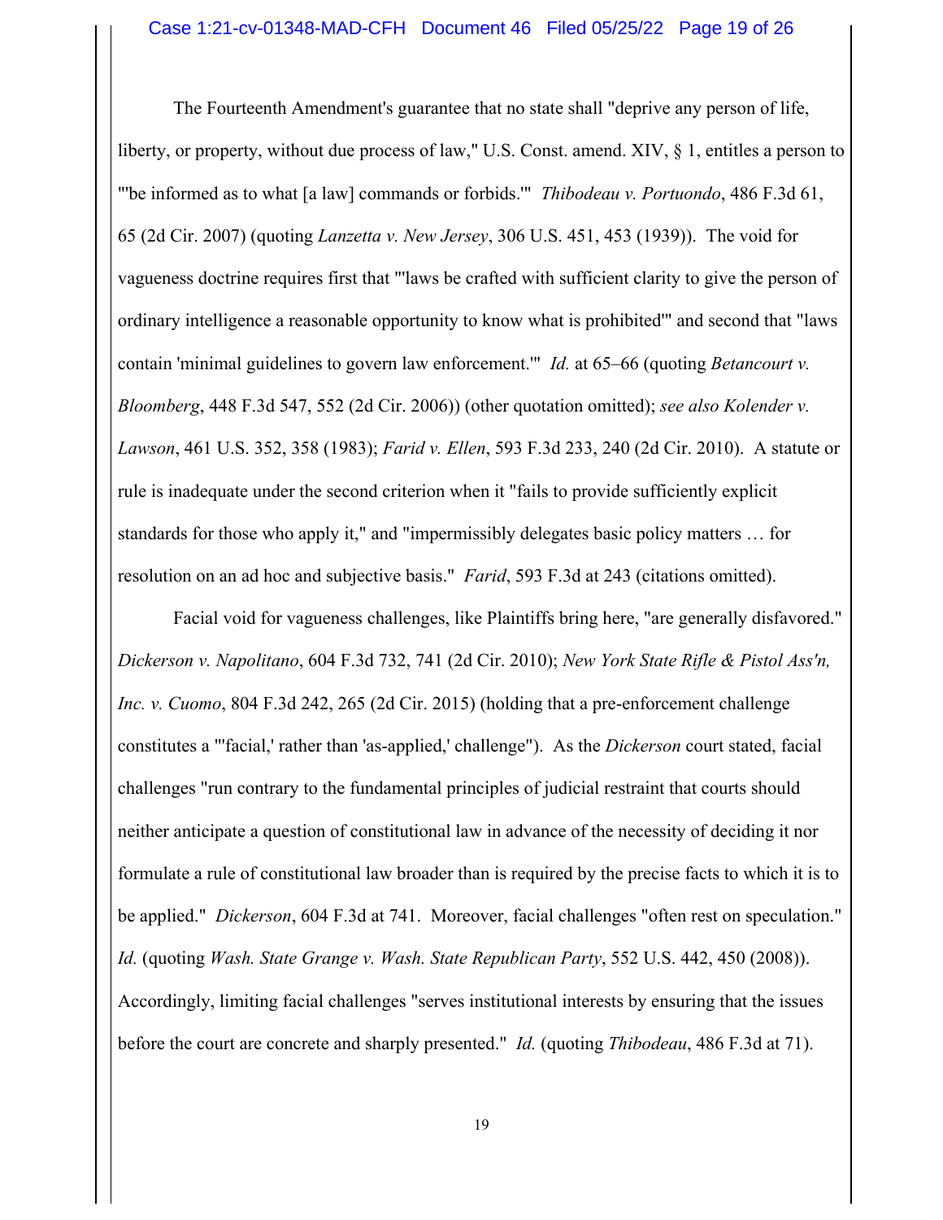The Fourteenth Amendment's guarantee that no state shall "deprive any person of life, liberty, or property, without due process of law," U.S. Const. amend. XIV, § 1, entitles a person to "'be informed as to what [a law] commands or forbids.'" *Thibodeau v. Portuondo*, 486 F.3d 61, 65 (2d Cir. 2007) (quoting *Lanzetta v. New Jersey*, 306 U.S. 451, 453 (1939)). The void for vagueness doctrine requires first that "'laws be crafted with sufficient clarity to give the person of ordinary intelligence a reasonable opportunity to know what is prohibited'" and second that "laws contain 'minimal guidelines to govern law enforcement.'" *Id.* at 65–66 (quoting *Betancourt v. Bloomberg*, 448 F.3d 547, 552 (2d Cir. 2006)) (other quotation omitted); *see also Kolender v. Lawson*, 461 U.S. 352, 358 (1983); *Farid v. Ellen*, 593 F.3d 233, 240 (2d Cir. 2010). A statute or rule is inadequate under the second criterion when it "fails to provide sufficiently explicit standards for those who apply it," and "impermissibly delegates basic policy matters … for resolution on an ad hoc and subjective basis." *Farid*, 593 F.3d at 243 (citations omitted).

Facial void for vagueness challenges, like Plaintiffs bring here, "are generally disfavored." *Dickerson v. Napolitano*, 604 F.3d 732, 741 (2d Cir. 2010); *New York State Rifle & Pistol Ass'n, Inc. v. Cuomo*, 804 F.3d 242, 265 (2d Cir. 2015) (holding that a pre-enforcement challenge constitutes a "'facial,' rather than 'as-applied,' challenge"). As the *Dickerson* court stated, facial challenges "run contrary to the fundamental principles of judicial restraint that courts should neither anticipate a question of constitutional law in advance of the necessity of deciding it nor formulate a rule of constitutional law broader than is required by the precise facts to which it is to be applied." *Dickerson*, 604 F.3d at 741. Moreover, facial challenges "often rest on speculation." *Id.* (quoting *Wash. State Grange v. Wash. State Republican Party*, 552 U.S. 442, 450 (2008)). Accordingly, limiting facial challenges "serves institutional interests by ensuring that the issues before the court are concrete and sharply presented." *Id.* (quoting *Thibodeau*, 486 F.3d at 71).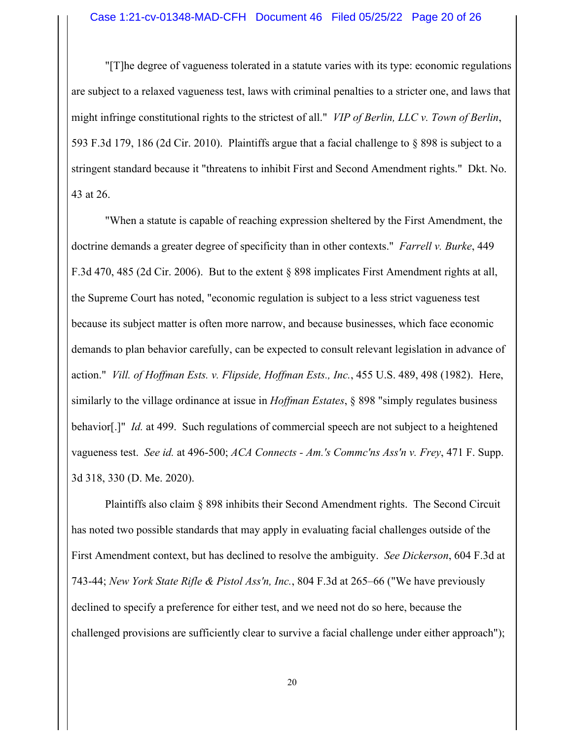"[T]he degree of vagueness tolerated in a statute varies with its type: economic regulations are subject to a relaxed vagueness test, laws with criminal penalties to a stricter one, and laws that might infringe constitutional rights to the strictest of all." *VIP of Berlin, LLC v. Town of Berlin*, 593 F.3d 179, 186 (2d Cir. 2010). Plaintiffs argue that a facial challenge to § 898 is subject to a stringent standard because it "threatens to inhibit First and Second Amendment rights." Dkt. No. 43 at 26.

"When a statute is capable of reaching expression sheltered by the First Amendment, the doctrine demands a greater degree of specificity than in other contexts." *Farrell v. Burke*, 449 F.3d 470, 485 (2d Cir. 2006). But to the extent § 898 implicates First Amendment rights at all, the Supreme Court has noted, "economic regulation is subject to a less strict vagueness test because its subject matter is often more narrow, and because businesses, which face economic demands to plan behavior carefully, can be expected to consult relevant legislation in advance of action." *Vill. of Hoffman Ests. v. Flipside, Hoffman Ests., Inc.*, 455 U.S. 489, 498 (1982). Here, similarly to the village ordinance at issue in *Hoffman Estates*, § 898 "simply regulates business behavior[.]" *Id.* at 499. Such regulations of commercial speech are not subject to a heightened vagueness test. *See id.* at 496-500; *ACA Connects - Am.'s Commc'ns Ass'n v. Frey*, 471 F. Supp. 3d 318, 330 (D. Me. 2020).

Plaintiffs also claim § 898 inhibits their Second Amendment rights. The Second Circuit has noted two possible standards that may apply in evaluating facial challenges outside of the First Amendment context, but has declined to resolve the ambiguity. *See Dickerson*, 604 F.3d at 743-44; *New York State Rifle & Pistol Ass'n, Inc.*, 804 F.3d at 265–66 ("We have previously declined to specify a preference for either test, and we need not do so here, because the challenged provisions are sufficiently clear to survive a facial challenge under either approach");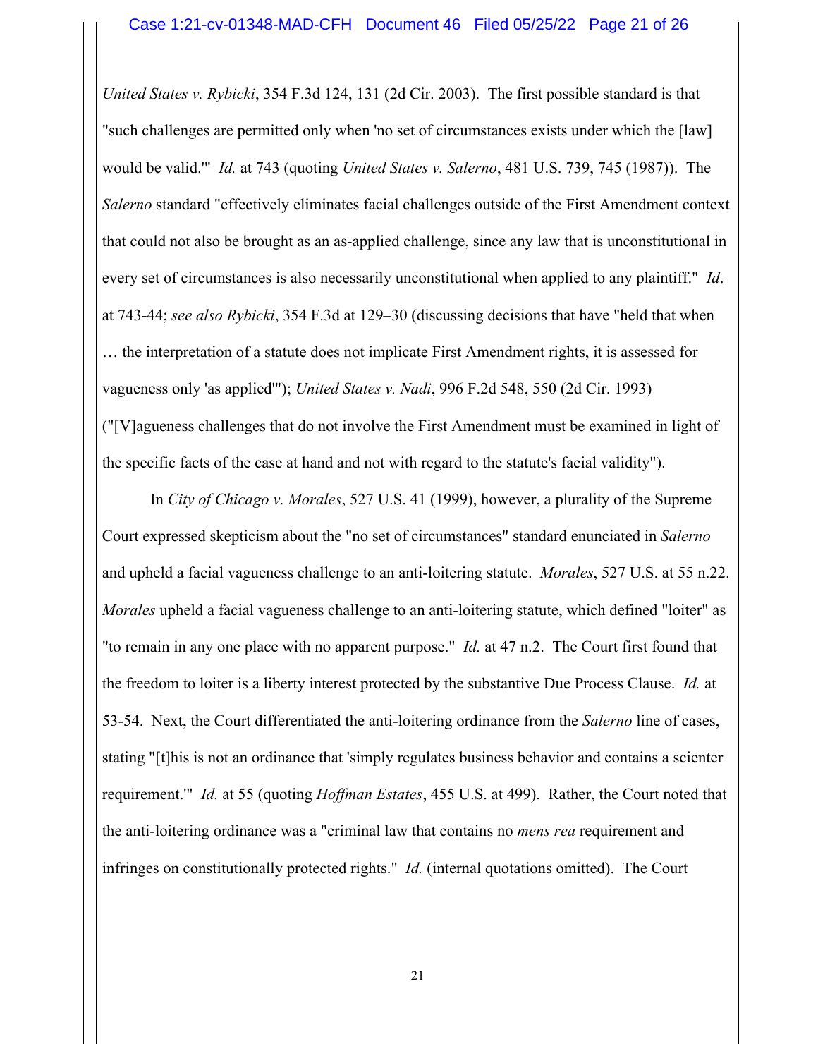*United States v. Rybicki*, 354 F.3d 124, 131 (2d Cir. 2003). The first possible standard is that "such challenges are permitted only when 'no set of circumstances exists under which the [law] would be valid.'" *Id.* at 743 (quoting *United States v. Salerno*, 481 U.S. 739, 745 (1987)). The *Salerno* standard "effectively eliminates facial challenges outside of the First Amendment context that could not also be brought as an as-applied challenge, since any law that is unconstitutional in every set of circumstances is also necessarily unconstitutional when applied to any plaintiff." *Id*. at 743-44; *see also Rybicki*, 354 F.3d at 129–30 (discussing decisions that have "held that when … the interpretation of a statute does not implicate First Amendment rights, it is assessed for vagueness only 'as applied'"); *United States v. Nadi*, 996 F.2d 548, 550 (2d Cir. 1993) ("[V]agueness challenges that do not involve the First Amendment must be examined in light of the specific facts of the case at hand and not with regard to the statute's facial validity").

In *City of Chicago v. Morales*, 527 U.S. 41 (1999), however, a plurality of the Supreme Court expressed skepticism about the "no set of circumstances" standard enunciated in *Salerno* and upheld a facial vagueness challenge to an anti-loitering statute. *Morales*, 527 U.S. at 55 n.22. *Morales* upheld a facial vagueness challenge to an anti-loitering statute, which defined "loiter" as "to remain in any one place with no apparent purpose." *Id.* at 47 n.2. The Court first found that the freedom to loiter is a liberty interest protected by the substantive Due Process Clause. *Id.* at 53-54. Next, the Court differentiated the anti-loitering ordinance from the *Salerno* line of cases, stating "[t]his is not an ordinance that 'simply regulates business behavior and contains a scienter requirement.'" *Id.* at 55 (quoting *Hoffman Estates*, 455 U.S. at 499). Rather, the Court noted that the anti-loitering ordinance was a "criminal law that contains no *mens rea* requirement and infringes on constitutionally protected rights." *Id.* (internal quotations omitted). The Court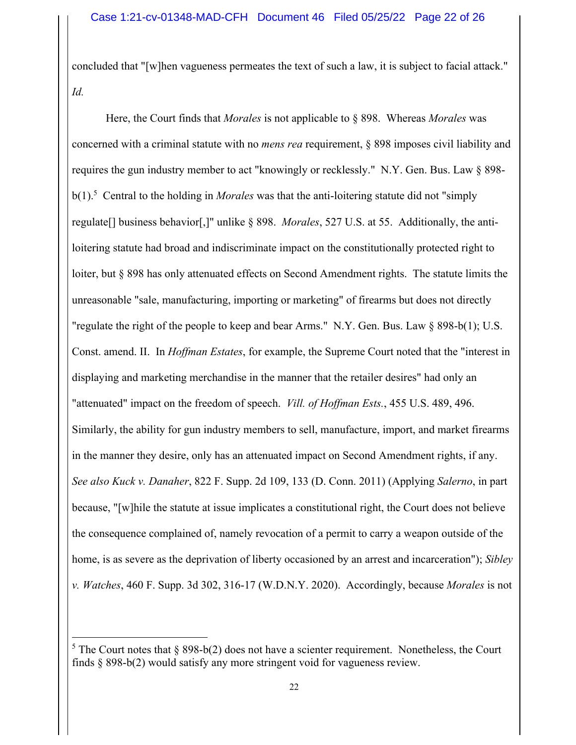concluded that "[w]hen vagueness permeates the text of such a law, it is subject to facial attack." *Id.*

Here, the Court finds that *Morales* is not applicable to § 898. Whereas *Morales* was concerned with a criminal statute with no *mens rea* requirement, § 898 imposes civil liability and requires the gun industry member to act "knowingly or recklessly." N.Y. Gen. Bus. Law § 898-b(1).[5] Central to the holding in *Morales* was that the anti-loitering statute did not "simply regulate[] business behavior[,]" unlike § 898. *Morales*, 527 U.S. at 55. Additionally, the anti-loitering statute had broad and indiscriminate impact on the constitutionally protected right to loiter, but § 898 has only attenuated effects on Second Amendment rights. The statute limits the unreasonable "sale, manufacturing, importing or marketing" of firearms but does not directly "regulate the right of the people to keep and bear Arms." N.Y. Gen. Bus. Law § 898-b(1); U.S. Const. amend. II. In *Hoffman Estates*, for example, the Supreme Court noted that the "interest in displaying and marketing merchandise in the manner that the retailer desires" had only an "attenuated" impact on the freedom of speech. *Vill. of Hoffman Ests.*, 455 U.S. 489, 496. Similarly, the ability for gun industry members to sell, manufacture, import, and market firearms in the manner they desire, only has an attenuated impact on Second Amendment rights, if any. *See also Kuck v. Danaher*, 822 F. Supp. 2d 109, 133 (D. Conn. 2011) (Applying *Salerno*, in part because, "[w]hile the statute at issue implicates a constitutional right, the Court does not believe the consequence complained of, namely revocation of a permit to carry a weapon outside of the home, is as severe as the deprivation of liberty occasioned by an arrest and incarceration"); *Sibley v. Watches*, 460 F. Supp. 3d 302, 316-17 (W.D.N.Y. 2020). Accordingly, because *Morales* is not

---

[5] The Court notes that § 898-b(2) does not have a scienter requirement. Nonetheless, the Court finds § 898-b(2) would satisfy any more stringent void for vagueness review.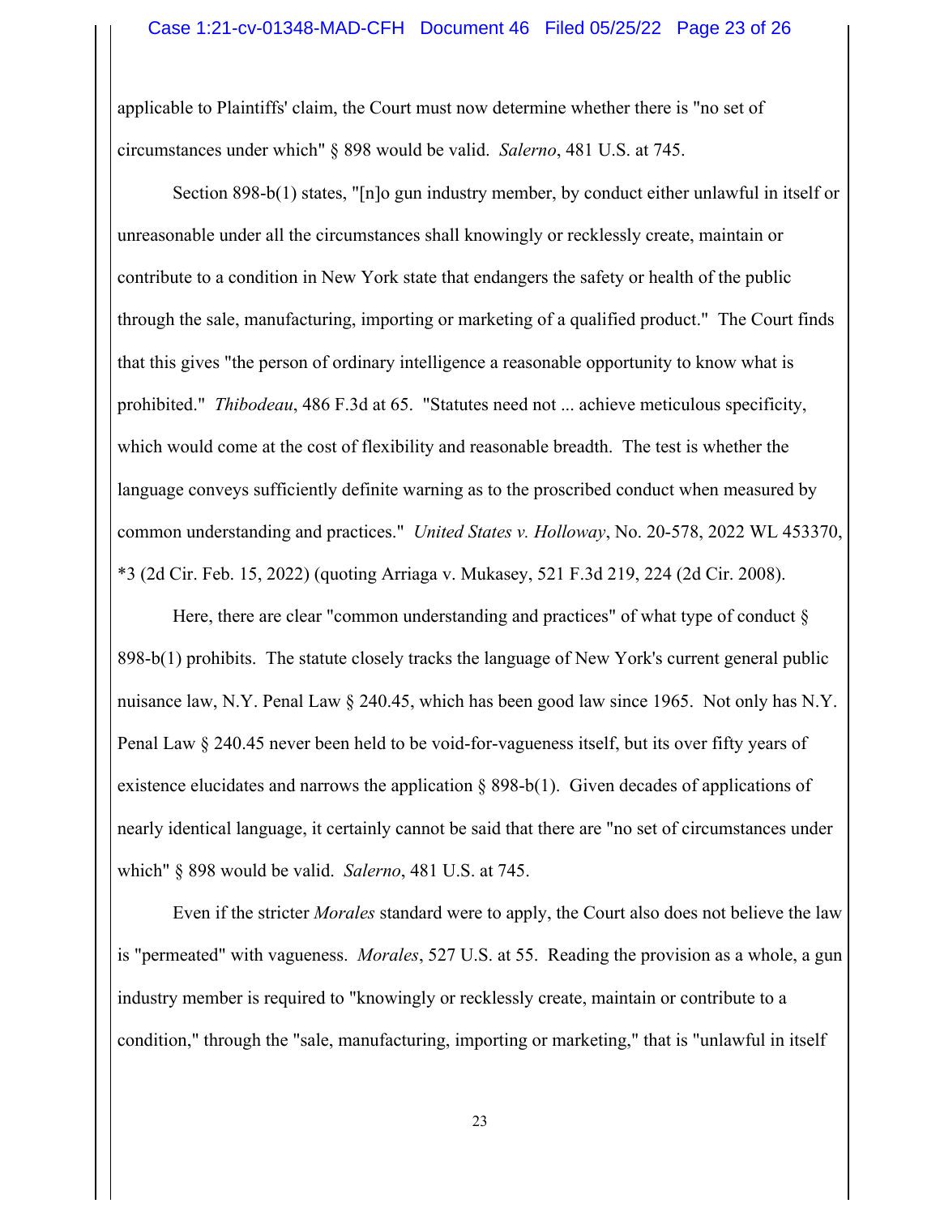applicable to Plaintiffs' claim, the Court must now determine whether there is "no set of circumstances under which" § 898 would be valid. *Salerno*, 481 U.S. at 745.

Section 898-b(1) states, "[n]o gun industry member, by conduct either unlawful in itself or unreasonable under all the circumstances shall knowingly or recklessly create, maintain or contribute to a condition in New York state that endangers the safety or health of the public through the sale, manufacturing, importing or marketing of a qualified product." The Court finds that this gives "the person of ordinary intelligence a reasonable opportunity to know what is prohibited." *Thibodeau*, 486 F.3d at 65. "Statutes need not ... achieve meticulous specificity, which would come at the cost of flexibility and reasonable breadth. The test is whether the language conveys sufficiently definite warning as to the proscribed conduct when measured by common understanding and practices." *United States v. Holloway*, No. 20-578, 2022 WL 453370, *3 (2d Cir. Feb. 15, 2022) (quoting Arriaga v. Mukasey, 521 F.3d 219, 224 (2d Cir. 2008).

Here, there are clear "common understanding and practices" of what type of conduct § 898-b(1) prohibits. The statute closely tracks the language of New York's current general public nuisance law, N.Y. Penal Law § 240.45, which has been good law since 1965. Not only has N.Y. Penal Law § 240.45 never been held to be void-for-vagueness itself, but its over fifty years of existence elucidates and narrows the application § 898-b(1). Given decades of applications of nearly identical language, it certainly cannot be said that there are "no set of circumstances under which" § 898 would be valid. *Salerno*, 481 U.S. at 745.

Even if the stricter *Morales* standard were to apply, the Court also does not believe the law is "permeated" with vagueness. *Morales*, 527 U.S. at 55. Reading the provision as a whole, a gun industry member is required to "knowingly or recklessly create, maintain or contribute to a condition," through the "sale, manufacturing, importing or marketing," that is "unlawful in itself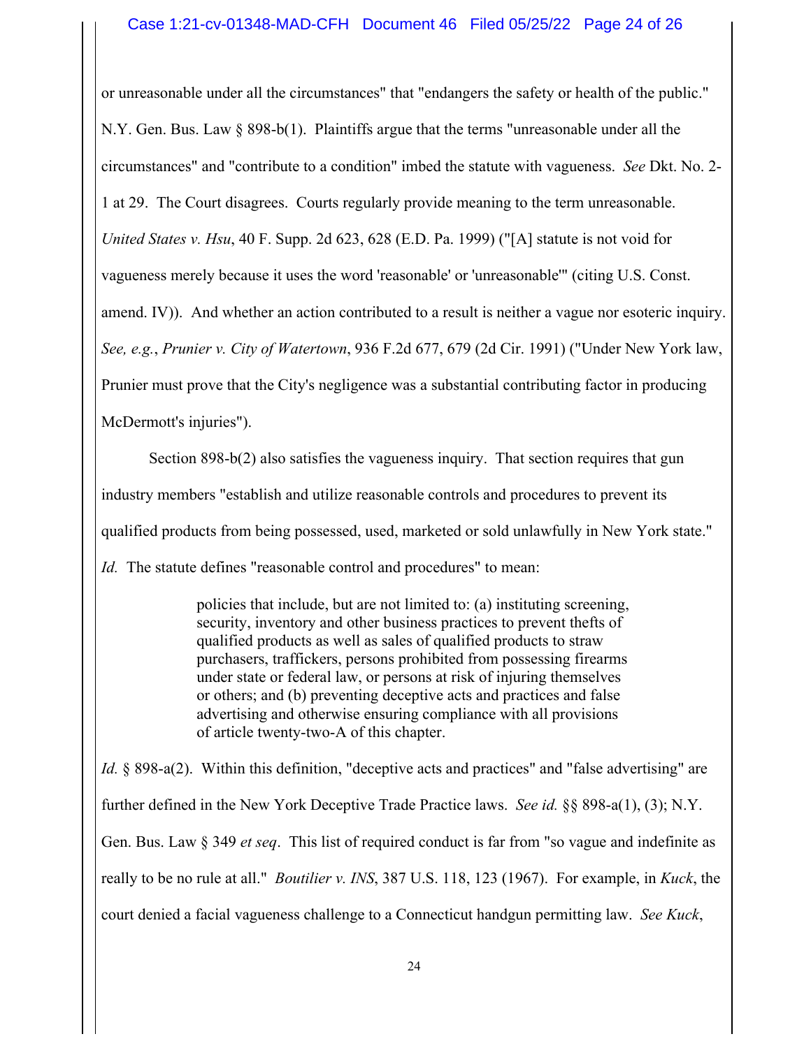or unreasonable under all the circumstances" that "endangers the safety or health of the public." N.Y. Gen. Bus. Law § 898-b(1). Plaintiffs argue that the terms "unreasonable under all the circumstances" and "contribute to a condition" imbed the statute with vagueness. *See* Dkt. No. 2-1 at 29. The Court disagrees. Courts regularly provide meaning to the term unreasonable. *United States v. Hsu*, 40 F. Supp. 2d 623, 628 (E.D. Pa. 1999) ("[A] statute is not void for vagueness merely because it uses the word 'reasonable' or 'unreasonable'" (citing U.S. Const. amend. IV)). And whether an action contributed to a result is neither a vague nor esoteric inquiry. *See, e.g.*, *Prunier v. City of Watertown*, 936 F.2d 677, 679 (2d Cir. 1991) ("Under New York law, Prunier must prove that the City's negligence was a substantial contributing factor in producing McDermott's injuries").

Section 898-b(2) also satisfies the vagueness inquiry. That section requires that gun industry members "establish and utilize reasonable controls and procedures to prevent its qualified products from being possessed, used, marketed or sold unlawfully in New York state." *Id.* The statute defines "reasonable control and procedures" to mean:

> policies that include, but are not limited to: (a) instituting screening, security, inventory and other business practices to prevent thefts of qualified products as well as sales of qualified products to straw purchasers, traffickers, persons prohibited from possessing firearms under state or federal law, or persons at risk of injuring themselves or others; and (b) preventing deceptive acts and practices and false advertising and otherwise ensuring compliance with all provisions of article twenty-two-A of this chapter.

*Id.* § 898-a(2). Within this definition, "deceptive acts and practices" and "false advertising" are further defined in the New York Deceptive Trade Practice laws. *See id.* §§ 898-a(1), (3); N.Y. Gen. Bus. Law § 349 *et seq*. This list of required conduct is far from "so vague and indefinite as really to be no rule at all." *Boutilier v. INS*, 387 U.S. 118, 123 (1967). For example, in *Kuck*, the court denied a facial vagueness challenge to a Connecticut handgun permitting law. *See Kuck*,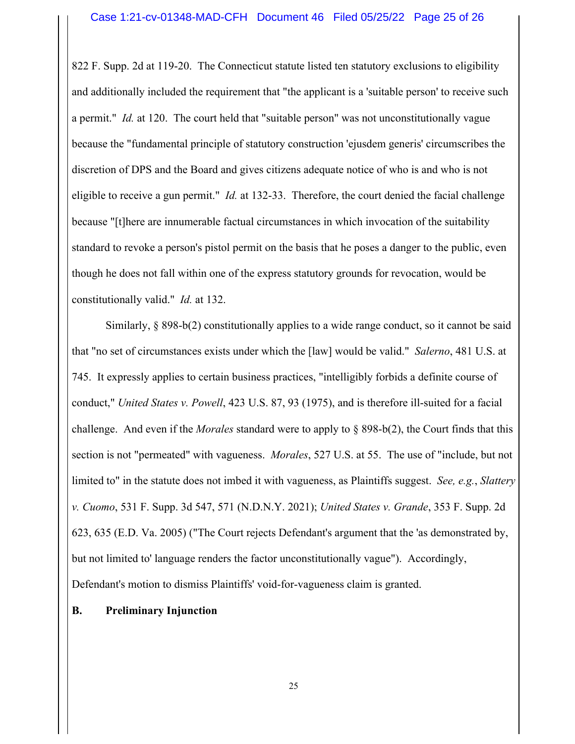822 F. Supp. 2d at 119-20. The Connecticut statute listed ten statutory exclusions to eligibility and additionally included the requirement that "the applicant is a 'suitable person' to receive such a permit." *Id.* at 120. The court held that "suitable person" was not unconstitutionally vague because the "fundamental principle of statutory construction 'ejusdem generis' circumscribes the discretion of DPS and the Board and gives citizens adequate notice of who is and who is not eligible to receive a gun permit." *Id.* at 132-33. Therefore, the court denied the facial challenge because "[t]here are innumerable factual circumstances in which invocation of the suitability standard to revoke a person's pistol permit on the basis that he poses a danger to the public, even though he does not fall within one of the express statutory grounds for revocation, would be constitutionally valid." *Id.* at 132.

Similarly, § 898-b(2) constitutionally applies to a wide range conduct, so it cannot be said that "no set of circumstances exists under which the [law] would be valid." *Salerno*, 481 U.S. at 745. It expressly applies to certain business practices, "intelligibly forbids a definite course of conduct," *United States v. Powell*, 423 U.S. 87, 93 (1975), and is therefore ill-suited for a facial challenge. And even if the *Morales* standard were to apply to § 898-b(2), the Court finds that this section is not "permeated" with vagueness. *Morales*, 527 U.S. at 55. The use of "include, but not limited to" in the statute does not imbed it with vagueness, as Plaintiffs suggest. *See, e.g.*, *Slattery v. Cuomo*, 531 F. Supp. 3d 547, 571 (N.D.N.Y. 2021); *United States v. Grande*, 353 F. Supp. 2d 623, 635 (E.D. Va. 2005) ("The Court rejects Defendant's argument that the 'as demonstrated by, but not limited to' language renders the factor unconstitutionally vague"). Accordingly, Defendant's motion to dismiss Plaintiffs' void-for-vagueness claim is granted.

**B. Preliminary Injunction**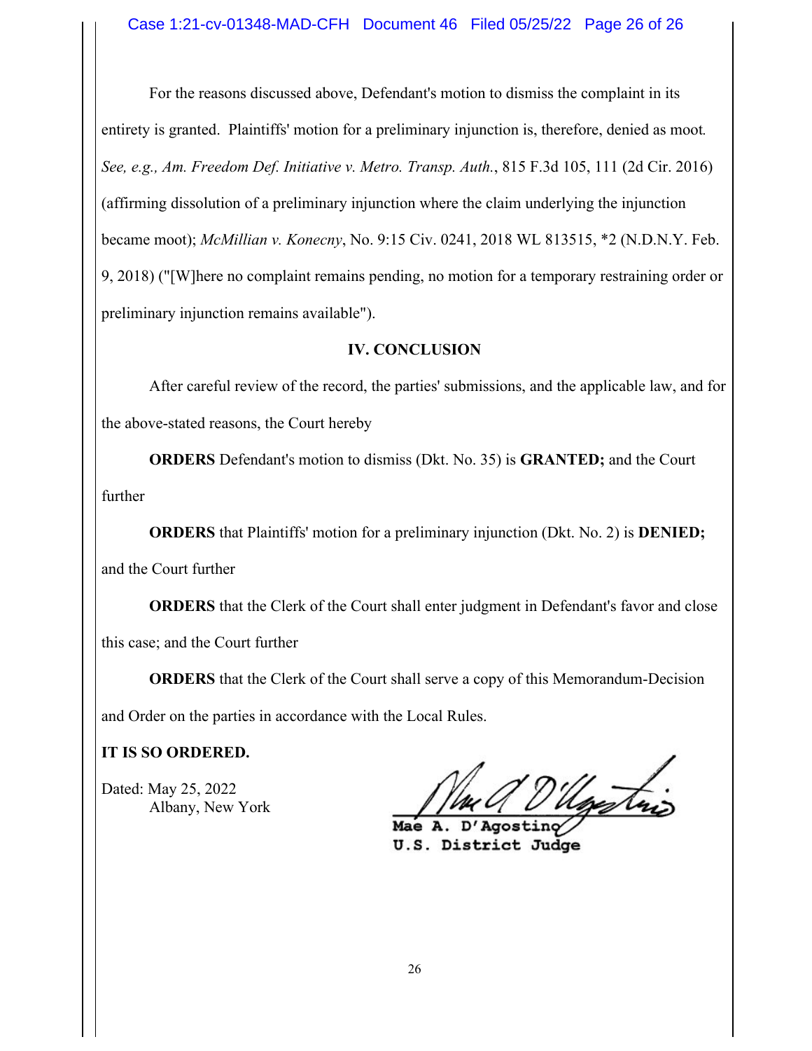For the reasons discussed above, Defendant's motion to dismiss the complaint in its entirety is granted. Plaintiffs' motion for a preliminary injunction is, therefore, denied as moot. *See, e.g., Am. Freedom Def. Initiative v. Metro. Transp. Auth.*, 815 F.3d 105, 111 (2d Cir. 2016) (affirming dissolution of a preliminary injunction where the claim underlying the injunction became moot); *McMillian v. Konecny*, No. 9:15 Civ. 0241, 2018 WL 813515, *2 (N.D.N.Y. Feb. 9, 2018) ("[W]here no complaint remains pending, no motion for a temporary restraining order or preliminary injunction remains available").

## IV. CONCLUSION

After careful review of the record, the parties' submissions, and the applicable law, and for the above-stated reasons, the Court hereby

**ORDERS** Defendant's motion to dismiss (Dkt. No. 35) is **GRANTED;** and the Court further

**ORDERS** that Plaintiffs' motion for a preliminary injunction (Dkt. No. 2) is **DENIED;** and the Court further

**ORDERS** that the Clerk of the Court shall enter judgment in Defendant's favor and close this case; and the Court further

**ORDERS** that the Clerk of the Court shall serve a copy of this Memorandum-Decision and Order on the parties in accordance with the Local Rules.

**IT IS SO ORDERED.**

Dated: May 25, 2022
Albany, New York

Mae A. D'Agostino
U.S. District Judge